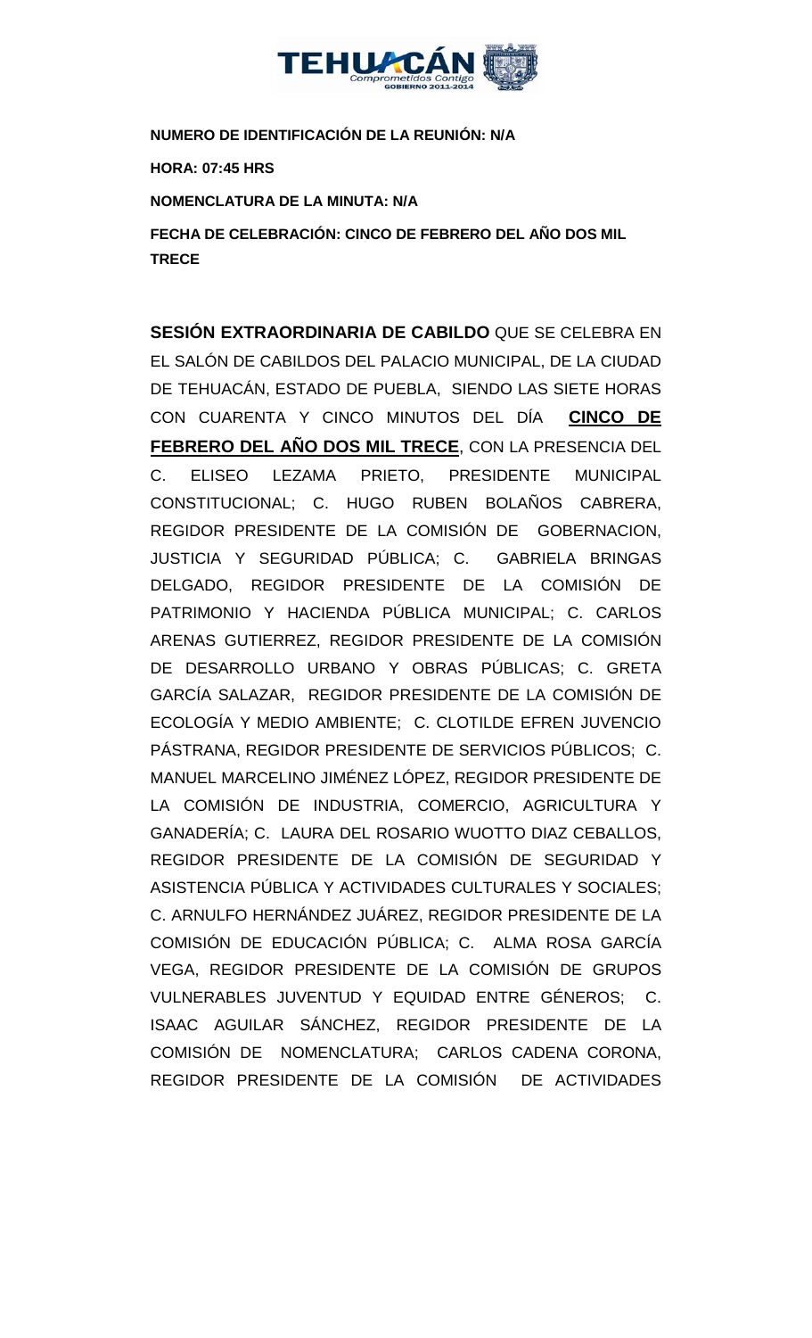**NUMERO DE IDENTIFICACIÓN DE LA REUNIÓN: N/A**

**HORA: 07:45 HRS**

**NOMENCLATURA DE LA MINUTA: N/A**

**FECHA DE CELEBRACIÓN: CINCO DE FEBRERO DEL AÑO DOS MIL TRECE**

**SESIÓN EXTRAORDINARIA DE CABILDO** QUE SE CELEBRA EN EL SALÓN DE CABILDOS DEL PALACIO MUNICIPAL, DE LA CIUDAD DE TEHUACÁN, ESTADO DE PUEBLA, SIENDO LAS SIETE HORAS CON CUARENTA Y CINCO MINUTOS DEL DÍA **CINCO DE FEBRERO DEL AÑO DOS MIL TRECE**, CON LA PRESENCIA DEL C. ELISEO LEZAMA PRIETO, PRESIDENTE MUNICIPAL CONSTITUCIONAL; C. HUGO RUBEN BOLAÑOS CABRERA, REGIDOR PRESIDENTE DE LA COMISIÓN DE GOBERNACION, JUSTICIA Y SEGURIDAD PÚBLICA; C. GABRIELA BRINGAS DELGADO, REGIDOR PRESIDENTE DE LA COMISIÓN DE PATRIMONIO Y HACIENDA PÚBLICA MUNICIPAL; C. CARLOS ARENAS GUTIERREZ, REGIDOR PRESIDENTE DE LA COMISIÓN DE DESARROLLO URBANO Y OBRAS PÚBLICAS; C. GRETA GARCÍA SALAZAR, REGIDOR PRESIDENTE DE LA COMISIÓN DE ECOLOGÍA Y MEDIO AMBIENTE; C. CLOTILDE EFREN JUVENCIO PÁSTRANA, REGIDOR PRESIDENTE DE SERVICIOS PÚBLICOS; C. MANUEL MARCELINO JIMÉNEZ LÓPEZ, REGIDOR PRESIDENTE DE LA COMISIÓN DE INDUSTRIA, COMERCIO, AGRICULTURA Y GANADERÍA; C. LAURA DEL ROSARIO WUOTTO DIAZ CEBALLOS, REGIDOR PRESIDENTE DE LA COMISIÓN DE SEGURIDAD Y ASISTENCIA PÚBLICA Y ACTIVIDADES CULTURALES Y SOCIALES; C. ARNULFO HERNÁNDEZ JUÁREZ, REGIDOR PRESIDENTE DE LA COMISIÓN DE EDUCACIÓN PÚBLICA; C. ALMA ROSA GARCÍA VEGA, REGIDOR PRESIDENTE DE LA COMISIÓN DE GRUPOS VULNERABLES JUVENTUD Y EQUIDAD ENTRE GÉNEROS; C. ISAAC AGUILAR SÁNCHEZ, REGIDOR PRESIDENTE DE LA COMISIÓN DE NOMENCLATURA; CARLOS CADENA CORONA, REGIDOR PRESIDENTE DE LA COMISIÓN DE ACTIVIDADES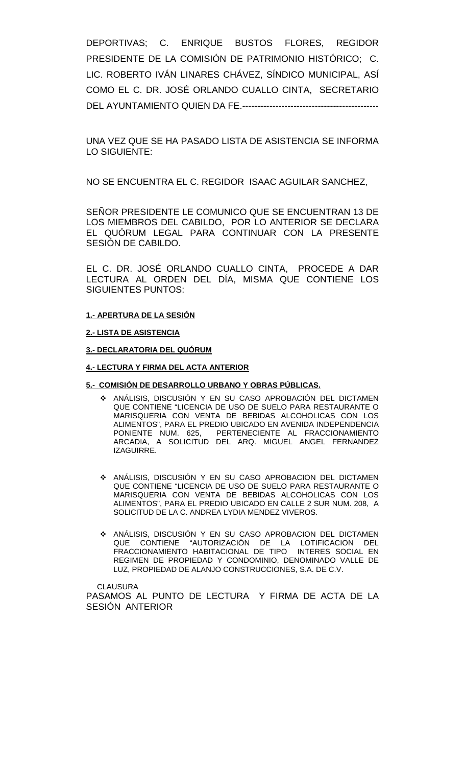DEPORTIVAS; C. ENRIQUE BUSTOS FLORES, REGIDOR PRESIDENTE DE LA COMISIÓN DE PATRIMONIO HISTÓRICO; C. LIC. ROBERTO IVÁN LINARES CHÁVEZ, SÍNDICO MUNICIPAL, ASÍ COMO EL C. DR. JOSÉ ORLANDO CUALLO CINTA, SECRETARIO DEL AYUNTAMIENTO QUIEN DA FE.---------------------------------------------

UNA VEZ QUE SE HA PASADO LISTA DE ASISTENCIA SE INFORMA LO SIGUIENTE:

NO SE ENCUENTRA EL C. REGIDOR ISAAC AGUILAR SANCHEZ,

SEÑOR PRESIDENTE LE COMUNICO QUE SE ENCUENTRAN 13 DE LOS MIEMBROS DEL CABILDO, POR LO ANTERIOR SE DECLARA EL QUÓRUM LEGAL PARA CONTINUAR CON LA PRESENTE SESIÓN DE CABILDO.

EL C. DR. JOSÉ ORLANDO CUALLO CINTA, PROCEDE A DAR LECTURA AL ORDEN DEL DÍA, MISMA QUE CONTIENE LOS SIGUIENTES PUNTOS:

**1.- APERTURA DE LA SESIÓN**

**2.- LISTA DE ASISTENCIA**

**3.- DECLARATORIA DEL QUÓRUM**

**4.- LECTURA Y FIRMA DEL ACTA ANTERIOR**

**5.- COMISIÓN DE DESARROLLO URBANO Y OBRAS PÚBLICAS.**

- ANÁLISIS, DISCUSIÓN Y EN SU CASO APROBACIÓN DEL DICTAMEN QUE CONTIENE "LICENCIA DE USO DE SUELO PARA RESTAURANTE O MARISQUERIA CON VENTA DE BEBIDAS ALCOHOLICAS CON LOS ALIMENTOS", PARA EL PREDIO UBICADO EN AVENIDA INDEPENDENCIA PONIENTE NUM. 625, PERTENECIENTE AL FRACCIONAMIENTO ARCADIA, A SOLICITUD DEL ARQ. MIGUEL ANGEL FERNANDEZ IZAGUIRRE.

- ANÁLISIS, DISCUSIÓN Y EN SU CASO APROBACION DEL DICTAMEN QUE CONTIENE "LICENCIA DE USO DE SUELO PARA RESTAURANTE O MARISQUERIA CON VENTA DE BEBIDAS ALCOHOLICAS CON LOS ALIMENTOS", PARA EL PREDIO UBICADO EN CALLE 2 SUR NUM. 208, A SOLICITUD DE LA C. ANDREA LYDIA MENDEZ VIVEROS.

- ANÁLISIS, DISCUSIÓN Y EN SU CASO APROBACION DEL DICTAMEN QUE CONTIENE "AUTORIZACIÓN DE LA LOTIFICACION DEL FRACCIONAMIENTO HABITACIONAL DE TIPO INTERES SOCIAL EN REGIMEN DE PROPIEDAD Y CONDOMINIO, DENOMINADO VALLE DE LUZ, PROPIEDAD DE ALANJO CONSTRUCCIONES, S.A. DE C.V.

CLAUSURA

PASAMOS AL PUNTO DE LECTURA Y FIRMA DE ACTA DE LA SESIÓN ANTERIOR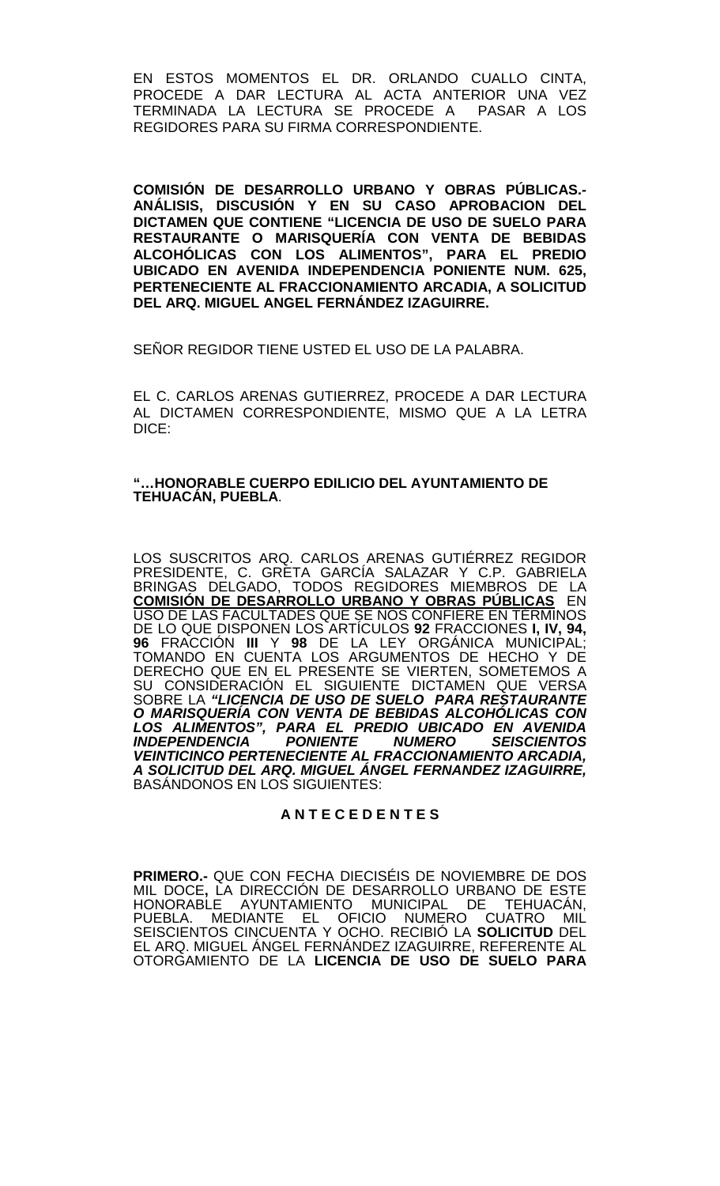EN ESTOS MOMENTOS EL DR. ORLANDO CUALLO CINTA, PROCEDE A DAR LECTURA AL ACTA ANTERIOR UNA VEZ TERMINADA LA LECTURA SE PROCEDE A PASAR A LOS REGIDORES PARA SU FIRMA CORRESPONDIENTE.

**COMISIÓN DE DESARROLLO URBANO Y OBRAS PÚBLICAS.- ANÁLISIS, DISCUSIÓN Y EN SU CASO APROBACION DEL DICTAMEN QUE CONTIENE "LICENCIA DE USO DE SUELO PARA RESTAURANTE O MARISQUERÍA CON VENTA DE BEBIDAS ALCOHÓLICAS CON LOS ALIMENTOS", PARA EL PREDIO UBICADO EN AVENIDA INDEPENDENCIA PONIENTE NUM. 625, PERTENECIENTE AL FRACCIONAMIENTO ARCADIA, A SOLICITUD DEL ARQ. MIGUEL ANGEL FERNÁNDEZ IZAGUIRRE.**

SEÑOR REGIDOR TIENE USTED EL USO DE LA PALABRA.

EL C. CARLOS ARENAS GUTIERREZ, PROCEDE A DAR LECTURA AL DICTAMEN CORRESPONDIENTE, MISMO QUE A LA LETRA DICE:

**"…HONORABLE CUERPO EDILICIO DEL AYUNTAMIENTO DE TEHUACÁN, PUEBLA**.

LOS SUSCRITOS ARQ. CARLOS ARENAS GUTIÉRREZ REGIDOR PRESIDENTE, C. GRETA GARCÍA SALAZAR Y C.P. GABRIELA BRINGAS DELGADO, TODOS REGIDORES MIEMBROS DE LA **COMISIÓN DE DESARROLLO URBANO Y OBRAS PÚBLICAS** EN USO DE LAS FACULTADES QUE SE NOS CONFIERE EN TÉRMINOS DE LO QUE DISPONEN LOS ARTÍCULOS **92** FRACCIONES **I, IV, 94, 96** FRACCIÓN **III** Y **98** DE LA LEY ORGÁNICA MUNICIPAL; TOMANDO EN CUENTA LOS ARGUMENTOS DE HECHO Y DE DERECHO QUE EN EL PRESENTE SE VIERTEN, SOMETEMOS A SU CONSIDERACIÓN EL SIGUIENTE DICTAMEN QUE VERSA SOBRE LA ***"LICENCIA DE USO DE SUELO PARA RESTAURANTE O MARISQUERÍA CON VENTA DE BEBIDAS ALCOHÓLICAS CON LOS ALIMENTOS", PARA EL PREDIO UBICADO EN AVENIDA INDEPENDENCIA PONIENTE NUMERO SEISCIENTOS VEINTICINCO PERTENECIENTE AL FRACCIONAMIENTO ARCADIA, A SOLICITUD DEL ARQ. MIGUEL ÁNGEL FERNANDEZ IZAGUIRRE,*** BASÁNDONOS EN LOS SIGUIENTES:

**A N T E C E D E N T E S**

**PRIMERO.-** QUE CON FECHA DIECISÉIS DE NOVIEMBRE DE DOS MIL DOCE**,** LA DIRECCIÓN DE DESARROLLO URBANO DE ESTE HONORABLE AYUNTAMIENTO MUNICIPAL DE TEHUACÁN, PUEBLA. MEDIANTE EL OFICIO NUMERO CUATRO MIL SEISCIENTOS CINCUENTA Y OCHO. RECIBIÓ LA **SOLICITUD** DEL EL ARQ. MIGUEL ÁNGEL FERNÁNDEZ IZAGUIRRE, REFERENTE AL OTORGAMIENTO DE LA **LICENCIA DE USO DE SUELO PARA**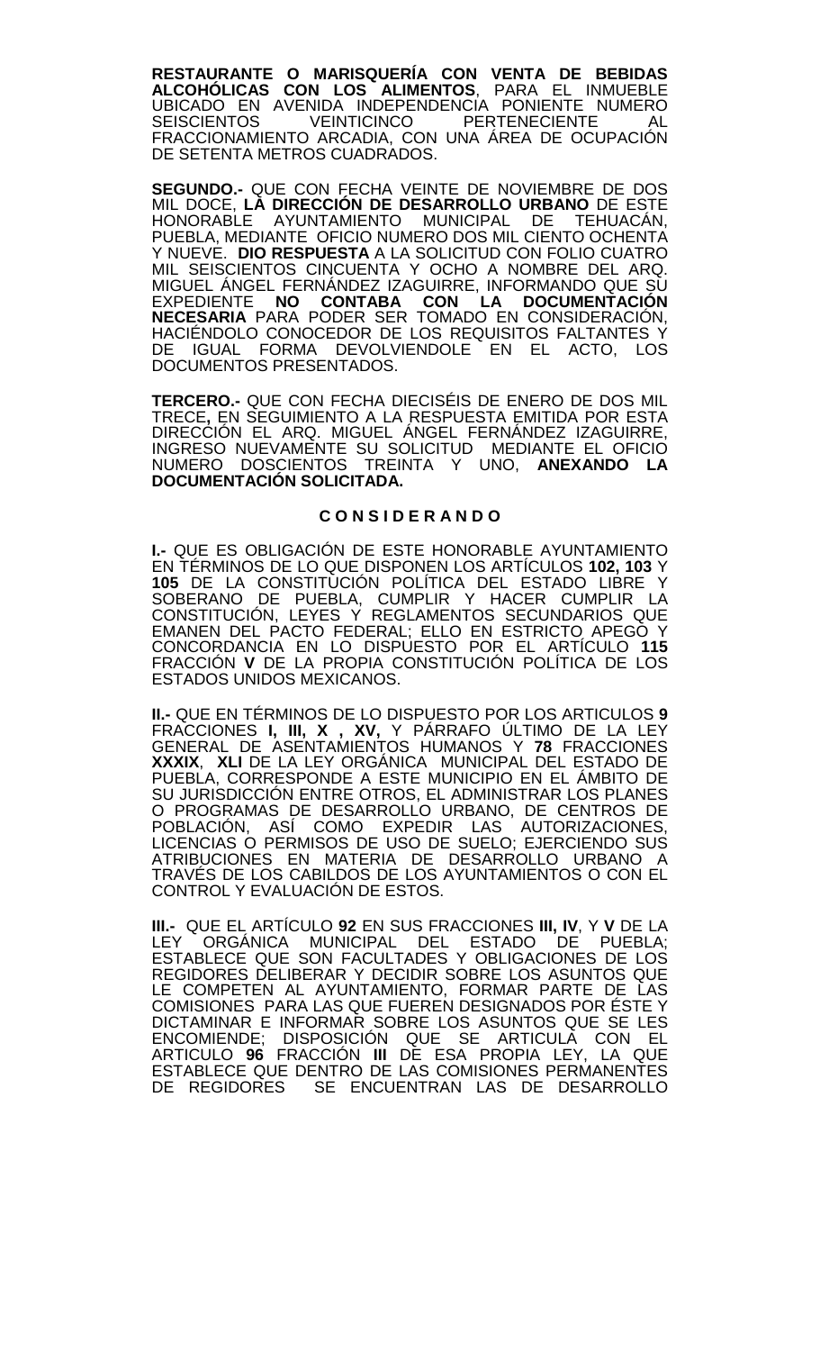**RESTAURANTE O MARISQUERÍA CON VENTA DE BEBIDAS ALCOHÓLICAS CON LOS ALIMENTOS**, PARA EL INMUEBLE UBICADO EN AVENIDA INDEPENDENCIA PONIENTE NUMERO SEISCIENTOS VEINTICINCO PERTENECIENTE AL FRACCIONAMIENTO ARCADIA, CON UNA ÁREA DE OCUPACIÓN DE SETENTA METROS CUADRADOS.

**SEGUNDO.-** QUE CON FECHA VEINTE DE NOVIEMBRE DE DOS MIL DOCE, **LA DIRECCIÓN DE DESARROLLO URBANO** DE ESTE HONORABLE AYUNTAMIENTO MUNICIPAL DE TEHUACÁN, PUEBLA, MEDIANTE OFICIO NUMERO DOS MIL CIENTO OCHENTA Y NUEVE. **DIO RESPUESTA** A LA SOLICITUD CON FOLIO CUATRO MIL SEISCIENTOS CINCUENTA Y OCHO A NOMBRE DEL ARQ. MIGUEL ÁNGEL FERNÁNDEZ IZAGUIRRE, INFORMANDO QUE SU EXPEDIENTE **NO CONTABA CON LA DOCUMENTACIÓN NECESARIA** PARA PODER SER TOMADO EN CONSIDERACIÓN, HACIÉNDOLO CONOCEDOR DE LOS REQUISITOS FALTANTES Y DE IGUAL FORMA DEVOLVIENDOLE EN EL ACTO, LOS DOCUMENTOS PRESENTADOS.

**TERCERO.-** QUE CON FECHA DIECISÉIS DE ENERO DE DOS MIL TRECE**,** EN SEGUIMIENTO A LA RESPUESTA EMITIDA POR ESTA DIRECCIÓN EL ARQ. MIGUEL ÁNGEL FERNÁNDEZ IZAGUIRRE, INGRESO NUEVAMENTE SU SOLICITUD MEDIANTE EL OFICIO NUMERO DOSCIENTOS TREINTA Y UNO, **ANEXANDO LA DOCUMENTACIÓN SOLICITADA.**

## C O N S I D E R A N D O

**I.-** QUE ES OBLIGACIÓN DE ESTE HONORABLE AYUNTAMIENTO EN TÉRMINOS DE LO QUE DISPONEN LOS ARTÍCULOS **102, 103** Y **105** DE LA CONSTITUCIÓN POLÍTICA DEL ESTADO LIBRE Y SOBERANO DE PUEBLA, CUMPLIR Y HACER CUMPLIR LA CONSTITUCIÓN, LEYES Y REGLAMENTOS SECUNDARIOS QUE EMANEN DEL PACTO FEDERAL; ELLO EN ESTRICTO APEGO Y CONCORDANCIA EN LO DISPUESTO POR EL ARTÍCULO **115** FRACCIÓN **V** DE LA PROPIA CONSTITUCIÓN POLÍTICA DE LOS ESTADOS UNIDOS MEXICANOS.

**II.-** QUE EN TÉRMINOS DE LO DISPUESTO POR LOS ARTICULOS **9** FRACCIONES **I, III, X , XV,** Y PÁRRAFO ÚLTIMO DE LA LEY GENERAL DE ASENTAMIENTOS HUMANOS Y **78** FRACCIONES **XXXIX**, **XLI** DE LA LEY ORGÁNICA MUNICIPAL DEL ESTADO DE PUEBLA, CORRESPONDE A ESTE MUNICIPIO EN EL ÁMBITO DE SU JURISDICCIÓN ENTRE OTROS, EL ADMINISTRAR LOS PLANES O PROGRAMAS DE DESARROLLO URBANO, DE CENTROS DE POBLACIÓN, ASÍ COMO EXPEDIR LAS AUTORIZACIONES, LICENCIAS O PERMISOS DE USO DE SUELO; EJERCIENDO SUS ATRIBUCIONES EN MATERIA DE DESARROLLO URBANO A TRAVÉS DE LOS CABILDOS DE LOS AYUNTAMIENTOS O CON EL CONTROL Y EVALUACIÓN DE ESTOS.

**III.-** QUE EL ARTÍCULO **92** EN SUS FRACCIONES **III, IV**, Y **V** DE LA LEY ORGÁNICA MUNICIPAL DEL ESTADO DE PUEBLA; ESTABLECE QUE SON FACULTADES Y OBLIGACIONES DE LOS REGIDORES DELIBERAR Y DECIDIR SOBRE LOS ASUNTOS QUE LE COMPETEN AL AYUNTAMIENTO, FORMAR PARTE DE LAS COMISIONES PARA LAS QUE FUEREN DESIGNADOS POR ÉSTE Y DICTAMINAR E INFORMAR SOBRE LOS ASUNTOS QUE SE LES ENCOMIENDE; DISPOSICIÓN QUE SE ARTICULA CON EL ARTICULO **96** FRACCIÓN **III** DE ESA PROPIA LEY, LA QUE ESTABLECE QUE DENTRO DE LAS COMISIONES PERMANENTES DE REGIDORES SE ENCUENTRAN LAS DE DESARROLLO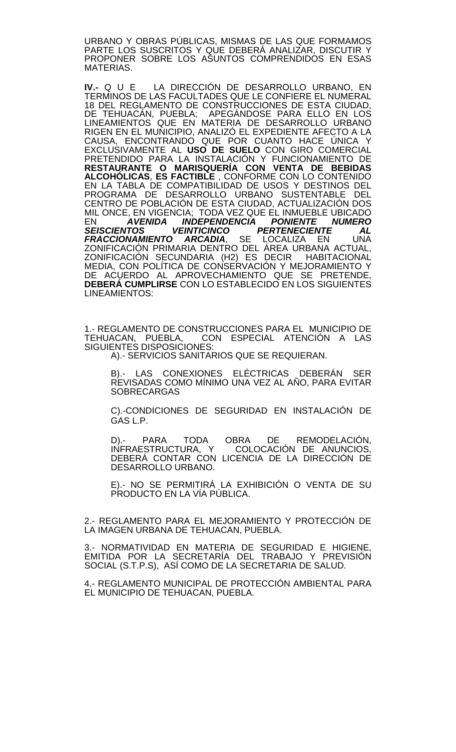URBANO Y OBRAS PÚBLICAS, MISMAS DE LAS QUE FORMAMOS PARTE LOS SUSCRITOS Y QUE DEBERÁ ANALIZAR, DISCUTIR Y PROPONER SOBRE LOS ASUNTOS COMPRENDIDOS EN ESAS MATERIAS.

**IV.-** Q U E   LA DIRECCIÓN DE DESARROLLO URBANO, EN TERMINOS DE LAS FACULTADES QUE LE CONFIERE EL NUMERAL 18 DEL REGLAMENTO DE CONSTRUCCIONES DE ESTA CIUDAD, DE TEHUACÁN, PUEBLA;  APEGÁNDOSE PARA ELLO EN LOS LINEAMIENTOS QUE EN MATERIA DE DESARROLLO URBANO RIGEN EN EL MUNICIPIO, ANALIZÓ EL EXPEDIENTE AFECTO A LA CAUSA, ENCONTRANDO QUE POR CUANTO HACE ÚNICA Y EXCLUSIVAMENTE AL **USO DE SUELO** CON GIRO COMERCIAL PRETENDIDO PARA LA INSTALACIÓN Y FUNCIONAMIENTO DE **RESTAURANTE O MARISQUERÍA CON VENTA DE BEBIDAS ALCOHÓLICAS**, **ES FACTIBLE** , CONFORME CON LO CONTENIDO EN LA TABLA DE COMPATIBILIDAD DE USOS Y DESTINOS DEL PROGRAMA DE DESARROLLO URBANO SUSTENTABLE DEL CENTRO DE POBLACIÓN DE ESTA CIUDAD, ACTUALIZACIÓN DOS MIL ONCE, EN VIGENCIA;  TODA VEZ QUE EL INMUEBLE UBICADO EN ***AVENIDA INDEPENDENCIA PONIENTE NUMERO SEISCIENTOS VEINTICINCO PERTENECIENTE AL FRACCIONAMIENTO ARCADIA***, SE LOCALIZA EN UNA ZONIFICACIÓN PRIMARIA DENTRO DEL ÁREA URBANA ACTUAL, ZONIFICACIÓN SECUNDARIA (H2) ES DECIR  HABITACIONAL MEDIA, CON POLÍTICA DE CONSERVACIÓN Y MEJORAMIENTO Y DE ACUERDO AL APROVECHAMIENTO QUE SE PRETENDE, **DEBERÁ CUMPLIRSE** CON LO ESTABLECIDO EN LOS SIGUIENTES LINEAMIENTOS:

1.- REGLAMENTO DE CONSTRUCCIONES PARA EL  MUNICIPIO DE TEHUACAN, PUEBLA,  CON ESPECIAL ATENCIÓN A LAS SIGUIENTES DISPOSICIONES:

A).- SERVICIOS SANITARIOS QUE SE REQUIERAN.

B).- LAS CONEXIONES ELÉCTRICAS DEBERÁN SER REVISADAS COMO MÍNIMO UNA VEZ AL AÑO, PARA EVITAR SOBRECARGAS

C).-CONDICIONES DE SEGURIDAD EN INSTALACIÓN DE GAS L.P.

D).- PARA TODA OBRA DE REMODELACIÓN, INFRAESTRUCTURA, Y  COLOCACIÓN DE ANUNCIOS, DEBERÁ CONTAR CON LICENCIA DE LA DIRECCIÓN DE DESARROLLO URBANO.

E).- NO SE PERMITIRÁ LA EXHIBICIÓN O VENTA DE SU PRODUCTO EN LA VÍA PÚBLICA.

2.- REGLAMENTO PARA EL MEJORAMIENTO Y PROTECCIÓN DE LA IMAGEN URBANA DE TEHUACAN, PUEBLA.

3.- NORMATIVIDAD EN MATERIA DE SEGURIDAD E HIGIENE, EMITIDA POR LA SECRETARÍA DEL TRABAJO Y PREVISIÓN SOCIAL (S.T.P.S),  ASÍ COMO DE LA SECRETARIA DE SALUD.

4.- REGLAMENTO MUNICIPAL DE PROTECCIÓN AMBIENTAL PARA EL MUNICIPIO DE TEHUACAN, PUEBLA.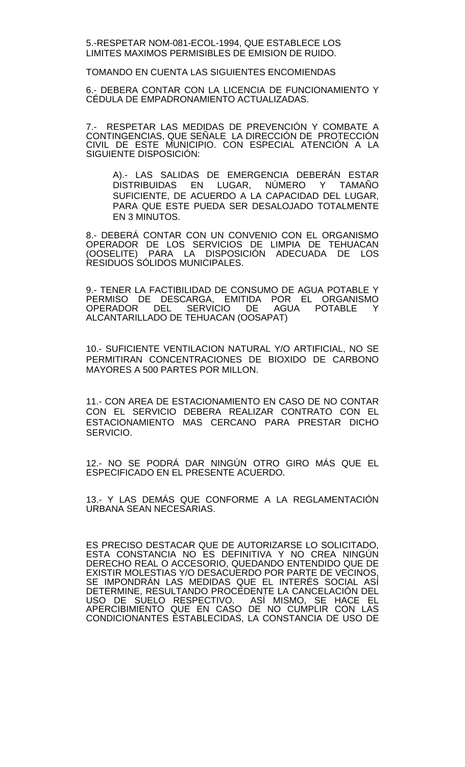5.-RESPETAR NOM-081-ECOL-1994, QUE ESTABLECE LOS LIMITES MAXIMOS PERMISIBLES DE EMISION DE RUIDO.

TOMANDO EN CUENTA LAS SIGUIENTES ENCOMIENDAS

6.- DEBERA CONTAR CON LA LICENCIA DE FUNCIONAMIENTO Y CÉDULA DE EMPADRONAMIENTO ACTUALIZADAS.

7.- RESPETAR LAS MEDIDAS DE PREVENCIÓN Y COMBATE A CONTINGENCIAS, QUE SEÑALE LA DIRECCIÓN DE PROTECCIÓN CIVIL DE ESTE MUNICIPIO. CON ESPECIAL ATENCIÓN A LA SIGUIENTE DISPOSICIÓN:

> A).- LAS SALIDAS DE EMERGENCIA DEBERÁN ESTAR DISTRIBUIDAS EN LUGAR, NÚMERO Y TAMAÑO SUFICIENTE, DE ACUERDO A LA CAPACIDAD DEL LUGAR, PARA QUE ESTE PUEDA SER DESALOJADO TOTALMENTE EN 3 MINUTOS.

8.- DEBERÁ CONTAR CON UN CONVENIO CON EL ORGANISMO OPERADOR DE LOS SERVICIOS DE LIMPIA DE TEHUACAN (OOSELITE) PARA LA DISPOSICIÓN ADECUADA DE LOS RESIDUOS SÓLIDOS MUNICIPALES.

9.- TENER LA FACTIBILIDAD DE CONSUMO DE AGUA POTABLE Y PERMISO DE DESCARGA, EMITIDA POR EL ORGANISMO OPERADOR DEL SERVICIO DE AGUA POTABLE Y ALCANTARILLADO DE TEHUACAN (OOSAPAT)

10.- SUFICIENTE VENTILACION NATURAL Y/O ARTIFICIAL, NO SE PERMITIRAN CONCENTRACIONES DE BIOXIDO DE CARBONO MAYORES A 500 PARTES POR MILLON.

11.- CON AREA DE ESTACIONAMIENTO EN CASO DE NO CONTAR CON EL SERVICIO DEBERA REALIZAR CONTRATO CON EL ESTACIONAMIENTO MAS CERCANO PARA PRESTAR DICHO SERVICIO.

12.- NO SE PODRÁ DAR NINGÚN OTRO GIRO MÁS QUE EL ESPECIFICADO EN EL PRESENTE ACUERDO.

13.- Y LAS DEMÁS QUE CONFORME A LA REGLAMENTACIÓN URBANA SEAN NECESARIAS.

ES PRECISO DESTACAR QUE DE AUTORIZARSE LO SOLICITADO, ESTA CONSTANCIA NO ES DEFINITIVA Y NO CREA NINGÚN DERECHO REAL O ACCESORIO, QUEDANDO ENTENDIDO QUE DE EXISTIR MOLESTIAS Y/O DESACUERDO POR PARTE DE VECINOS, SE IMPONDRÁN LAS MEDIDAS QUE EL INTERÉS SOCIAL ASÍ DETERMINE, RESULTANDO PROCEDENTE LA CANCELACIÓN DEL USO DE SUELO RESPECTIVO. ASÍ MISMO, SE HACE EL APERCIBIMIENTO QUE EN CASO DE NO CUMPLIR CON LAS CONDICIONANTES ESTABLECIDAS, LA CONSTANCIA DE USO DE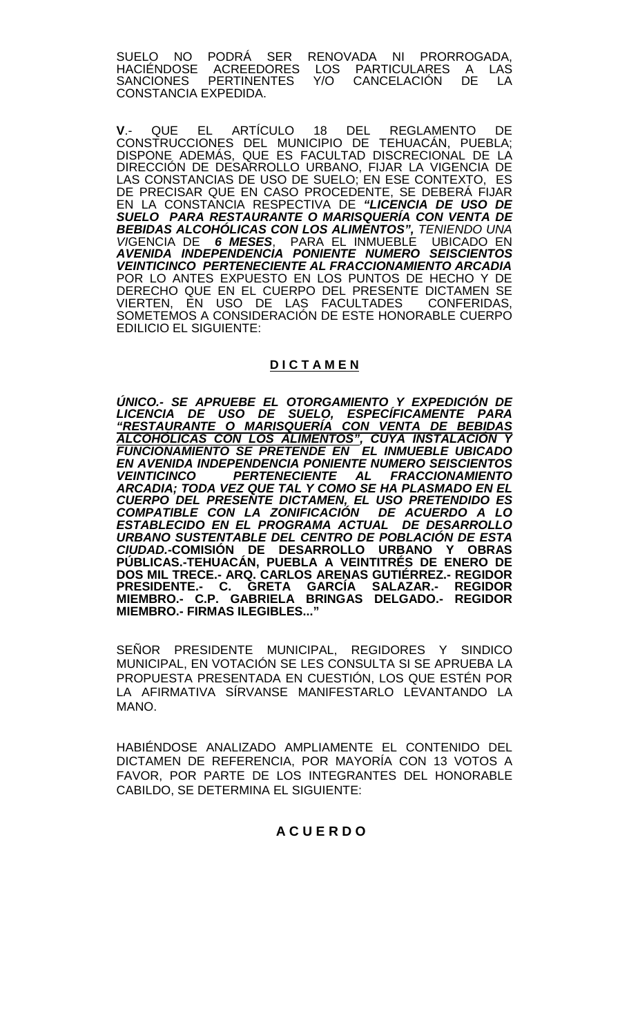SUELO NO PODRÁ SER RENOVADA NI PRORROGADA, HACIÉNDOSE ACREEDORES LOS PARTICULARES A LAS SANCIONES PERTINENTES Y/O CANCELACIÓN DE LA CONSTANCIA EXPEDIDA.

**V**.- QUE EL ARTÍCULO 18 DEL REGLAMENTO DE CONSTRUCCIONES DEL MUNICIPIO DE TEHUACÁN, PUEBLA; DISPONE ADEMÁS, QUE ES FACULTAD DISCRECIONAL DE LA DIRECCIÓN DE DESARROLLO URBANO, FIJAR LA VIGENCIA DE LAS CONSTANCIAS DE USO DE SUELO; EN ESE CONTEXTO, ES DE PRECISAR QUE EN CASO PROCEDENTE, SE DEBERÁ FIJAR EN LA CONSTANCIA RESPECTIVA DE ***"LICENCIA DE USO DE SUELO PARA RESTAURANTE O MARISQUERÍA CON VENTA DE BEBIDAS ALCOHÓLICAS CON LOS ALIMENTOS",*** *TENIENDO UNA VI*GENCIA DE ***6 MESES***, PARA EL INMUEBLE UBICADO EN ***AVENIDA INDEPENDENCIA PONIENTE NUMERO SEISCIENTOS VEINTICINCO PERTENECIENTE AL FRACCIONAMIENTO ARCADIA*** POR LO ANTES EXPUESTO EN LOS PUNTOS DE HECHO Y DE DERECHO QUE EN EL CUERPO DEL PRESENTE DICTAMEN SE VIERTEN, EN USO DE LAS FACULTADES CONFERIDAS, SOMETEMOS A CONSIDERACIÓN DE ESTE HONORABLE CUERPO EDILICIO EL SIGUIENTE:

## D I C T A M E N

***ÚNICO.- SE APRUEBE EL OTORGAMIENTO Y EXPEDICIÓN DE LICENCIA DE USO DE SUELO, ESPECÍFICAMENTE PARA <u>"RESTAURANTE O MARISQUERÍA CON VENTA DE BEBIDAS ALCOHÓLICAS CON LOS ALIMENTOS"</u>, CUYA INSTALACIÓN Y FUNCIONAMIENTO SE PRETENDE EN EL INMUEBLE UBICADO EN AVENIDA INDEPENDENCIA PONIENTE NUMERO SEISCIENTOS VEINTICINCO PERTENECIENTE AL FRACCIONAMIENTO ARCADIA; TODA VEZ QUE TAL Y COMO SE HA PLASMADO EN EL CUERPO DEL PRESENTE DICTAMEN, EL USO PRETENDIDO ES COMPATIBLE CON LA ZONIFICACIÓN DE ACUERDO A LO ESTABLECIDO EN EL PROGRAMA ACTUAL DE DESARROLLO URBANO SUSTENTABLE DEL CENTRO DE POBLACIÓN DE ESTA CIUDAD.***-**COMISIÓN DE DESARROLLO URBANO Y OBRAS PÚBLICAS.-TEHUACÁN, PUEBLA A VEINTITRÉS DE ENERO DE DOS MIL TRECE.- ARQ. CARLOS ARENAS GUTIÉRREZ.- REGIDOR PRESIDENTE.- C. GRETA GARCÍA SALAZAR.- REGIDOR MIEMBRO.- C.P. GABRIELA BRINGAS DELGADO.- REGIDOR MIEMBRO.- FIRMAS ILEGIBLES..."**

SEÑOR PRESIDENTE MUNICIPAL, REGIDORES Y SINDICO MUNICIPAL, EN VOTACIÓN SE LES CONSULTA SI SE APRUEBA LA PROPUESTA PRESENTADA EN CUESTIÓN, LOS QUE ESTÉN POR LA AFIRMATIVA SÍRVANSE MANIFESTARLO LEVANTANDO LA MANO.

HABIÉNDOSE ANALIZADO AMPLIAMENTE EL CONTENIDO DEL DICTAMEN DE REFERENCIA, POR MAYORÍA CON 13 VOTOS A FAVOR, POR PARTE DE LOS INTEGRANTES DEL HONORABLE CABILDO, SE DETERMINA EL SIGUIENTE:

## A C U E R D O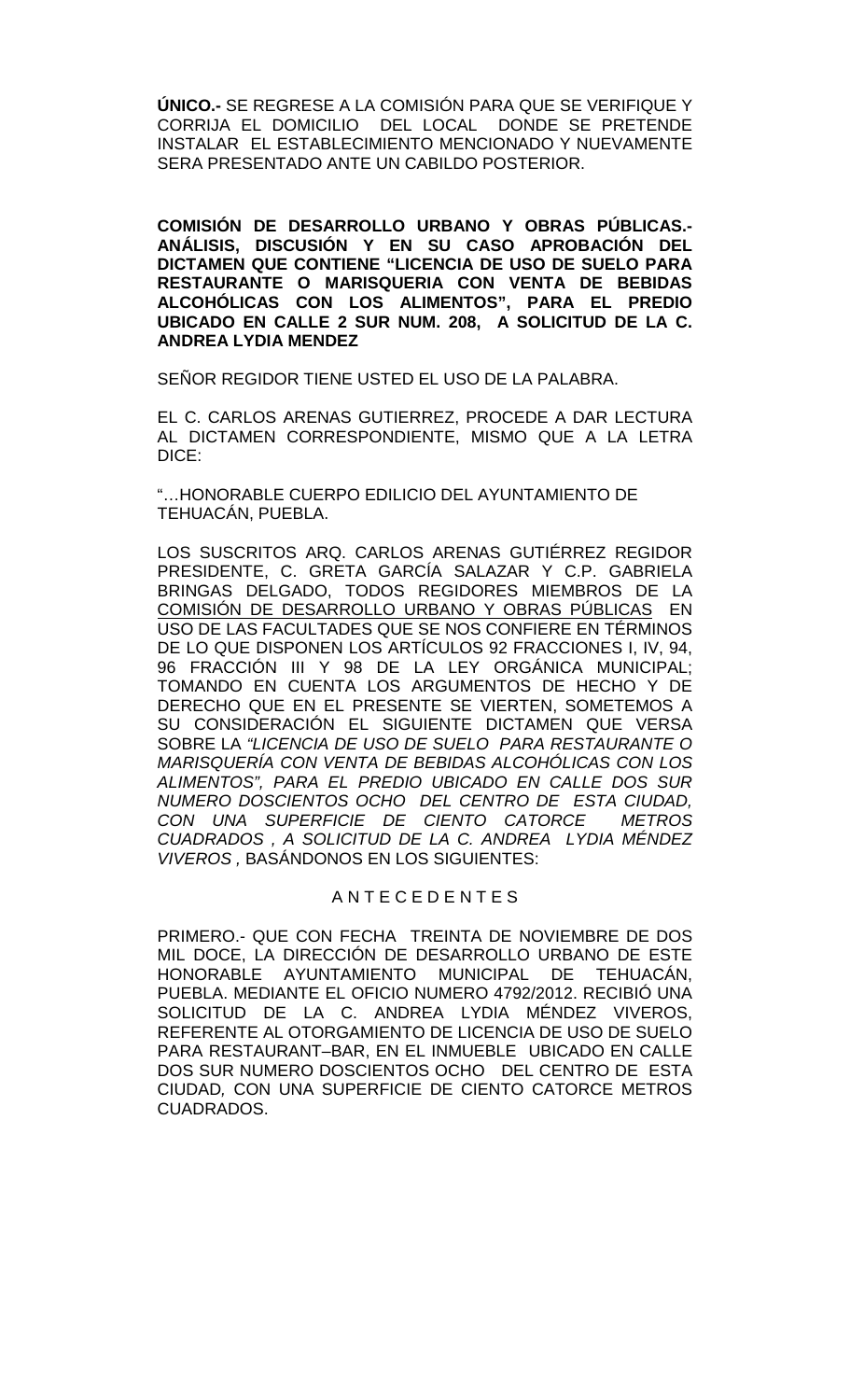**ÚNICO.-** SE REGRESE A LA COMISIÓN PARA QUE SE VERIFIQUE Y CORRIJA EL DOMICILIO DEL LOCAL DONDE SE PRETENDE INSTALAR EL ESTABLECIMIENTO MENCIONADO Y NUEVAMENTE SERA PRESENTADO ANTE UN CABILDO POSTERIOR.

**COMISIÓN DE DESARROLLO URBANO Y OBRAS PÚBLICAS.- ANÁLISIS, DISCUSIÓN Y EN SU CASO APROBACIÓN DEL DICTAMEN QUE CONTIENE "LICENCIA DE USO DE SUELO PARA RESTAURANTE O MARISQUERIA CON VENTA DE BEBIDAS ALCOHÓLICAS CON LOS ALIMENTOS", PARA EL PREDIO UBICADO EN CALLE 2 SUR NUM. 208, A SOLICITUD DE LA C. ANDREA LYDIA MENDEZ**

SEÑOR REGIDOR TIENE USTED EL USO DE LA PALABRA.

EL C. CARLOS ARENAS GUTIERREZ, PROCEDE A DAR LECTURA AL DICTAMEN CORRESPONDIENTE, MISMO QUE A LA LETRA DICE:

"…HONORABLE CUERPO EDILICIO DEL AYUNTAMIENTO DE TEHUACÁN, PUEBLA.

LOS SUSCRITOS ARQ. CARLOS ARENAS GUTIÉRREZ REGIDOR PRESIDENTE, C. GRETA GARCÍA SALAZAR Y C.P. GABRIELA BRINGAS DELGADO, TODOS REGIDORES MIEMBROS DE LA <u>COMISIÓN DE DESARROLLO URBANO Y OBRAS PÚBLICAS</u> EN USO DE LAS FACULTADES QUE SE NOS CONFIERE EN TÉRMINOS DE LO QUE DISPONEN LOS ARTÍCULOS 92 FRACCIONES I, IV, 94, 96 FRACCIÓN III Y 98 DE LA LEY ORGÁNICA MUNICIPAL; TOMANDO EN CUENTA LOS ARGUMENTOS DE HECHO Y DE DERECHO QUE EN EL PRESENTE SE VIERTEN, SOMETEMOS A SU CONSIDERACIÓN EL SIGUIENTE DICTAMEN QUE VERSA SOBRE LA *"LICENCIA DE USO DE SUELO PARA RESTAURANTE O MARISQUERÍA CON VENTA DE BEBIDAS ALCOHÓLICAS CON LOS ALIMENTOS", PARA EL PREDIO UBICADO EN CALLE DOS SUR NUMERO DOSCIENTOS OCHO DEL CENTRO DE ESTA CIUDAD, CON UNA SUPERFICIE DE CIENTO CATORCE METROS CUADRADOS , A SOLICITUD DE LA C. ANDREA LYDIA MÉNDEZ VIVEROS ,* BASÁNDONOS EN LOS SIGUIENTES:

A N T E C E D E N T E S

PRIMERO.- QUE CON FECHA TREINTA DE NOVIEMBRE DE DOS MIL DOCE, LA DIRECCIÓN DE DESARROLLO URBANO DE ESTE HONORABLE AYUNTAMIENTO MUNICIPAL DE TEHUACÁN, PUEBLA. MEDIANTE EL OFICIO NUMERO 4792/2012. RECIBIÓ UNA SOLICITUD DE LA C. ANDREA LYDIA MÉNDEZ VIVEROS, REFERENTE AL OTORGAMIENTO DE LICENCIA DE USO DE SUELO PARA RESTAURANT–BAR, EN EL INMUEBLE UBICADO EN CALLE DOS SUR NUMERO DOSCIENTOS OCHO DEL CENTRO DE ESTA CIUDAD, CON UNA SUPERFICIE DE CIENTO CATORCE METROS CUADRADOS.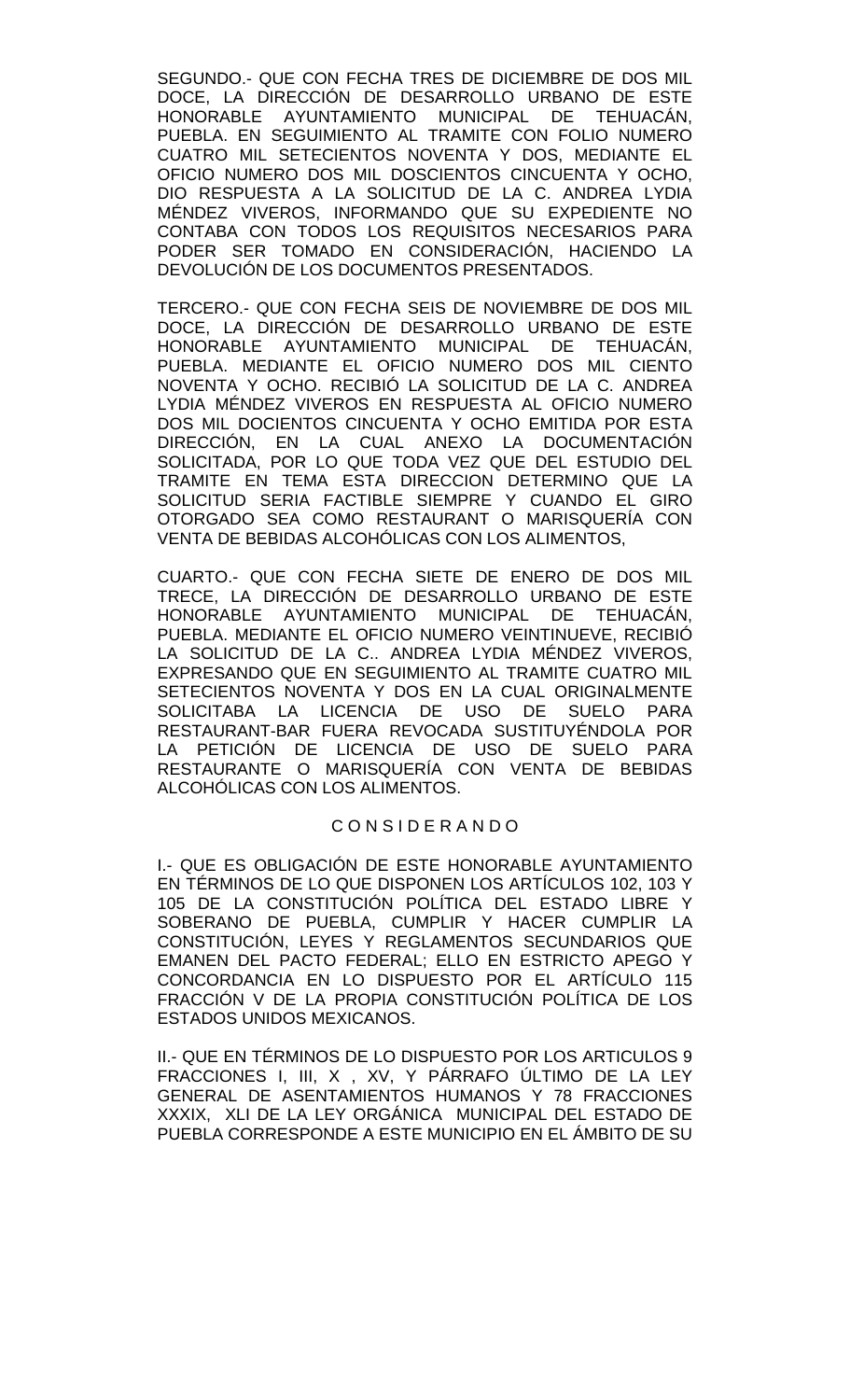SEGUNDO.- QUE CON FECHA TRES DE DICIEMBRE DE DOS MIL DOCE, LA DIRECCIÓN DE DESARROLLO URBANO DE ESTE HONORABLE AYUNTAMIENTO MUNICIPAL DE TEHUACÁN, PUEBLA. EN SEGUIMIENTO AL TRAMITE CON FOLIO NUMERO CUATRO MIL SETECIENTOS NOVENTA Y DOS, MEDIANTE EL OFICIO NUMERO DOS MIL DOSCIENTOS CINCUENTA Y OCHO, DIO RESPUESTA A LA SOLICITUD DE LA C. ANDREA LYDIA MÉNDEZ VIVEROS, INFORMANDO QUE SU EXPEDIENTE NO CONTABA CON TODOS LOS REQUISITOS NECESARIOS PARA PODER SER TOMADO EN CONSIDERACIÓN, HACIENDO LA DEVOLUCIÓN DE LOS DOCUMENTOS PRESENTADOS.

TERCERO.- QUE CON FECHA SEIS DE NOVIEMBRE DE DOS MIL DOCE, LA DIRECCIÓN DE DESARROLLO URBANO DE ESTE HONORABLE AYUNTAMIENTO MUNICIPAL DE TEHUACÁN, PUEBLA. MEDIANTE EL OFICIO NUMERO DOS MIL CIENTO NOVENTA Y OCHO. RECIBIÓ LA SOLICITUD DE LA C. ANDREA LYDIA MÉNDEZ VIVEROS EN RESPUESTA AL OFICIO NUMERO DOS MIL DOCIENTOS CINCUENTA Y OCHO EMITIDA POR ESTA DIRECCIÓN, EN LA CUAL ANEXO LA DOCUMENTACIÓN SOLICITADA, POR LO QUE TODA VEZ QUE DEL ESTUDIO DEL TRAMITE EN TEMA ESTA DIRECCION DETERMINO QUE LA SOLICITUD SERIA FACTIBLE SIEMPRE Y CUANDO EL GIRO OTORGADO SEA COMO RESTAURANT O MARISQUERÍA CON VENTA DE BEBIDAS ALCOHÓLICAS CON LOS ALIMENTOS,

CUARTO.- QUE CON FECHA SIETE DE ENERO DE DOS MIL TRECE, LA DIRECCIÓN DE DESARROLLO URBANO DE ESTE HONORABLE AYUNTAMIENTO MUNICIPAL DE TEHUACÁN, PUEBLA. MEDIANTE EL OFICIO NUMERO VEINTINUEVE, RECIBIÓ LA SOLICITUD DE LA C.. ANDREA LYDIA MÉNDEZ VIVEROS, EXPRESANDO QUE EN SEGUIMIENTO AL TRAMITE CUATRO MIL SETECIENTOS NOVENTA Y DOS EN LA CUAL ORIGINALMENTE SOLICITABA LA LICENCIA DE USO DE SUELO PARA RESTAURANT-BAR FUERA REVOCADA SUSTITUYÉNDOLA POR LA PETICIÓN DE LICENCIA DE USO DE SUELO PARA RESTAURANTE O MARISQUERÍA CON VENTA DE BEBIDAS ALCOHÓLICAS CON LOS ALIMENTOS.

## C O N S I D E R A N D O

I.- QUE ES OBLIGACIÓN DE ESTE HONORABLE AYUNTAMIENTO EN TÉRMINOS DE LO QUE DISPONEN LOS ARTÍCULOS 102, 103 Y 105 DE LA CONSTITUCIÓN POLÍTICA DEL ESTADO LIBRE Y SOBERANO DE PUEBLA, CUMPLIR Y HACER CUMPLIR LA CONSTITUCIÓN, LEYES Y REGLAMENTOS SECUNDARIOS QUE EMANEN DEL PACTO FEDERAL; ELLO EN ESTRICTO APEGO Y CONCORDANCIA EN LO DISPUESTO POR EL ARTÍCULO 115 FRACCIÓN V DE LA PROPIA CONSTITUCIÓN POLÍTICA DE LOS ESTADOS UNIDOS MEXICANOS.

II.- QUE EN TÉRMINOS DE LO DISPUESTO POR LOS ARTICULOS 9 FRACCIONES I, III, X , XV, Y PÁRRAFO ÚLTIMO DE LA LEY GENERAL DE ASENTAMIENTOS HUMANOS Y 78 FRACCIONES XXXIX, XLI DE LA LEY ORGÁNICA MUNICIPAL DEL ESTADO DE PUEBLA CORRESPONDE A ESTE MUNICIPIO EN EL ÁMBITO DE SU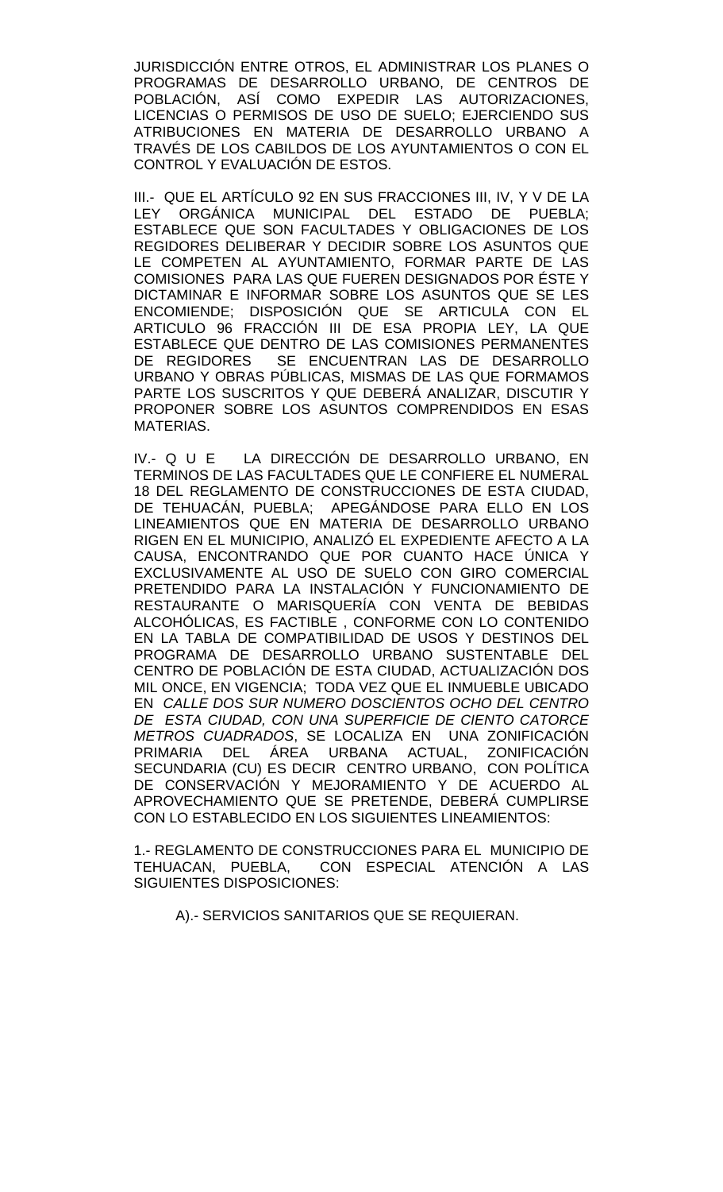JURISDICCIÓN ENTRE OTROS, EL ADMINISTRAR LOS PLANES O PROGRAMAS DE DESARROLLO URBANO, DE CENTROS DE POBLACIÓN, ASÍ COMO EXPEDIR LAS AUTORIZACIONES, LICENCIAS O PERMISOS DE USO DE SUELO; EJERCIENDO SUS ATRIBUCIONES EN MATERIA DE DESARROLLO URBANO A TRAVÉS DE LOS CABILDOS DE LOS AYUNTAMIENTOS O CON EL CONTROL Y EVALUACIÓN DE ESTOS.

III.- QUE EL ARTÍCULO 92 EN SUS FRACCIONES III, IV, Y V DE LA LEY ORGÁNICA MUNICIPAL DEL ESTADO DE PUEBLA; ESTABLECE QUE SON FACULTADES Y OBLIGACIONES DE LOS REGIDORES DELIBERAR Y DECIDIR SOBRE LOS ASUNTOS QUE LE COMPETEN AL AYUNTAMIENTO, FORMAR PARTE DE LAS COMISIONES PARA LAS QUE FUEREN DESIGNADOS POR ÉSTE Y DICTAMINAR E INFORMAR SOBRE LOS ASUNTOS QUE SE LES ENCOMIENDE; DISPOSICIÓN QUE SE ARTICULA CON EL ARTICULO 96 FRACCIÓN III DE ESA PROPIA LEY, LA QUE ESTABLECE QUE DENTRO DE LAS COMISIONES PERMANENTES DE REGIDORES SE ENCUENTRAN LAS DE DESARROLLO URBANO Y OBRAS PÚBLICAS, MISMAS DE LAS QUE FORMAMOS PARTE LOS SUSCRITOS Y QUE DEBERÁ ANALIZAR, DISCUTIR Y PROPONER SOBRE LOS ASUNTOS COMPRENDIDOS EN ESAS MATERIAS.

IV.- Q U E LA DIRECCIÓN DE DESARROLLO URBANO, EN TERMINOS DE LAS FACULTADES QUE LE CONFIERE EL NUMERAL 18 DEL REGLAMENTO DE CONSTRUCCIONES DE ESTA CIUDAD, DE TEHUACÁN, PUEBLA; APEGÁNDOSE PARA ELLO EN LOS LINEAMIENTOS QUE EN MATERIA DE DESARROLLO URBANO RIGEN EN EL MUNICIPIO, ANALIZÓ EL EXPEDIENTE AFECTO A LA CAUSA, ENCONTRANDO QUE POR CUANTO HACE ÚNICA Y EXCLUSIVAMENTE AL USO DE SUELO CON GIRO COMERCIAL PRETENDIDO PARA LA INSTALACIÓN Y FUNCIONAMIENTO DE RESTAURANTE O MARISQUERÍA CON VENTA DE BEBIDAS ALCOHÓLICAS, ES FACTIBLE , CONFORME CON LO CONTENIDO EN LA TABLA DE COMPATIBILIDAD DE USOS Y DESTINOS DEL PROGRAMA DE DESARROLLO URBANO SUSTENTABLE DEL CENTRO DE POBLACIÓN DE ESTA CIUDAD, ACTUALIZACIÓN DOS MIL ONCE, EN VIGENCIA; TODA VEZ QUE EL INMUEBLE UBICADO EN *CALLE DOS SUR NUMERO DOSCIENTOS OCHO DEL CENTRO DE ESTA CIUDAD, CON UNA SUPERFICIE DE CIENTO CATORCE METROS CUADRADOS*, SE LOCALIZA EN UNA ZONIFICACIÓN PRIMARIA DEL ÁREA URBANA ACTUAL, ZONIFICACIÓN SECUNDARIA (CU) ES DECIR CENTRO URBANO, CON POLÍTICA DE CONSERVACIÓN Y MEJORAMIENTO Y DE ACUERDO AL APROVECHAMIENTO QUE SE PRETENDE, DEBERÁ CUMPLIRSE CON LO ESTABLECIDO EN LOS SIGUIENTES LINEAMIENTOS:

1.- REGLAMENTO DE CONSTRUCCIONES PARA EL MUNICIPIO DE TEHUACAN, PUEBLA, CON ESPECIAL ATENCIÓN A LAS SIGUIENTES DISPOSICIONES:

A).- SERVICIOS SANITARIOS QUE SE REQUIERAN.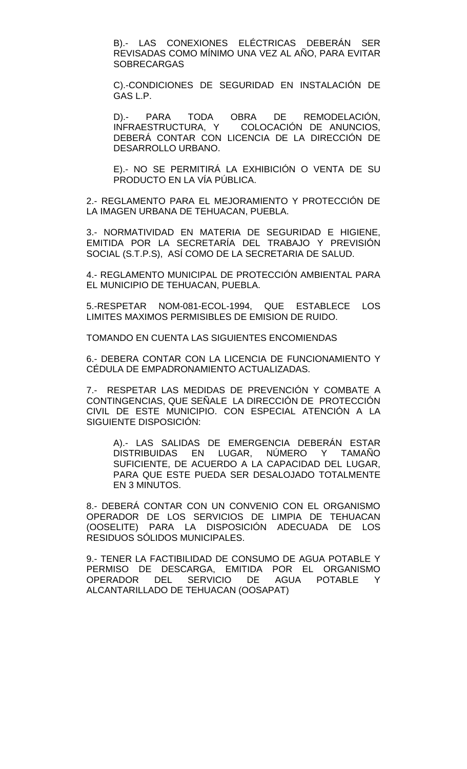B).- LAS CONEXIONES ELÉCTRICAS DEBERÁN SER REVISADAS COMO MÍNIMO UNA VEZ AL AÑO, PARA EVITAR SOBRECARGAS

C).-CONDICIONES DE SEGURIDAD EN INSTALACIÓN DE GAS L.P.

D).- PARA TODA OBRA DE REMODELACIÓN, INFRAESTRUCTURA, Y COLOCACIÓN DE ANUNCIOS, DEBERÁ CONTAR CON LICENCIA DE LA DIRECCIÓN DE DESARROLLO URBANO.

E).- NO SE PERMITIRÁ LA EXHIBICIÓN O VENTA DE SU PRODUCTO EN LA VÍA PÚBLICA.

2.- REGLAMENTO PARA EL MEJORAMIENTO Y PROTECCIÓN DE LA IMAGEN URBANA DE TEHUACAN, PUEBLA.

3.- NORMATIVIDAD EN MATERIA DE SEGURIDAD E HIGIENE, EMITIDA POR LA SECRETARÍA DEL TRABAJO Y PREVISIÓN SOCIAL (S.T.P.S), ASÍ COMO DE LA SECRETARIA DE SALUD.

4.- REGLAMENTO MUNICIPAL DE PROTECCIÓN AMBIENTAL PARA EL MUNICIPIO DE TEHUACAN, PUEBLA.

5.-RESPETAR NOM-081-ECOL-1994, QUE ESTABLECE LOS LIMITES MAXIMOS PERMISIBLES DE EMISION DE RUIDO.

TOMANDO EN CUENTA LAS SIGUIENTES ENCOMIENDAS

6.- DEBERA CONTAR CON LA LICENCIA DE FUNCIONAMIENTO Y CÉDULA DE EMPADRONAMIENTO ACTUALIZADAS.

7.- RESPETAR LAS MEDIDAS DE PREVENCIÓN Y COMBATE A CONTINGENCIAS, QUE SEÑALE LA DIRECCIÓN DE PROTECCIÓN CIVIL DE ESTE MUNICIPIO. CON ESPECIAL ATENCIÓN A LA SIGUIENTE DISPOSICIÓN:

A).- LAS SALIDAS DE EMERGENCIA DEBERÁN ESTAR DISTRIBUIDAS EN LUGAR, NÚMERO Y TAMAÑO SUFICIENTE, DE ACUERDO A LA CAPACIDAD DEL LUGAR, PARA QUE ESTE PUEDA SER DESALOJADO TOTALMENTE EN 3 MINUTOS.

8.- DEBERÁ CONTAR CON UN CONVENIO CON EL ORGANISMO OPERADOR DE LOS SERVICIOS DE LIMPIA DE TEHUACAN (OOSELITE) PARA LA DISPOSICIÓN ADECUADA DE LOS RESIDUOS SÓLIDOS MUNICIPALES.

9.- TENER LA FACTIBILIDAD DE CONSUMO DE AGUA POTABLE Y PERMISO DE DESCARGA, EMITIDA POR EL ORGANISMO OPERADOR DEL SERVICIO DE AGUA POTABLE Y ALCANTARILLADO DE TEHUACAN (OOSAPAT)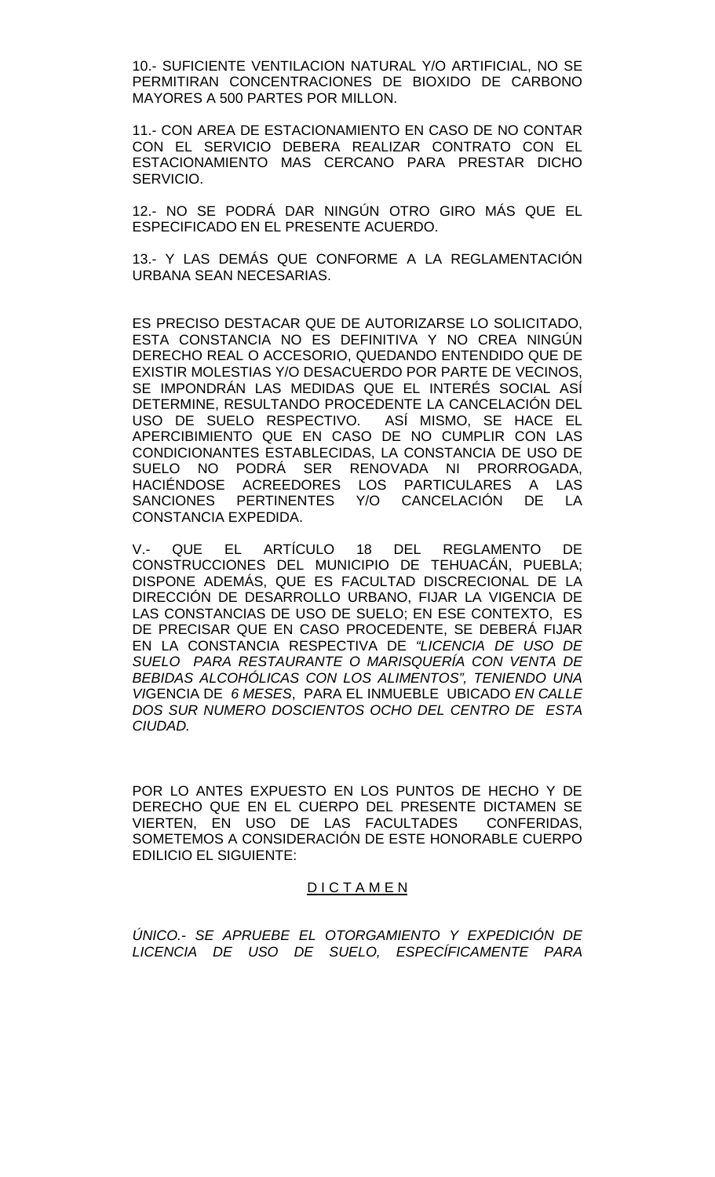10.- SUFICIENTE VENTILACION NATURAL Y/O ARTIFICIAL, NO SE PERMITIRAN CONCENTRACIONES DE BIOXIDO DE CARBONO MAYORES A 500 PARTES POR MILLON.

11.- CON AREA DE ESTACIONAMIENTO EN CASO DE NO CONTAR CON EL SERVICIO DEBERA REALIZAR CONTRATO CON EL ESTACIONAMIENTO MAS CERCANO PARA PRESTAR DICHO SERVICIO.

12.- NO SE PODRÁ DAR NINGÚN OTRO GIRO MÁS QUE EL ESPECIFICADO EN EL PRESENTE ACUERDO.

13.- Y LAS DEMÁS QUE CONFORME A LA REGLAMENTACIÓN URBANA SEAN NECESARIAS.

ES PRECISO DESTACAR QUE DE AUTORIZARSE LO SOLICITADO, ESTA CONSTANCIA NO ES DEFINITIVA Y NO CREA NINGÚN DERECHO REAL O ACCESORIO, QUEDANDO ENTENDIDO QUE DE EXISTIR MOLESTIAS Y/O DESACUERDO POR PARTE DE VECINOS, SE IMPONDRÁN LAS MEDIDAS QUE EL INTERÉS SOCIAL ASÍ DETERMINE, RESULTANDO PROCEDENTE LA CANCELACIÓN DEL USO DE SUELO RESPECTIVO. ASÍ MISMO, SE HACE EL APERCIBIMIENTO QUE EN CASO DE NO CUMPLIR CON LAS CONDICIONANTES ESTABLECIDAS, LA CONSTANCIA DE USO DE SUELO NO PODRÁ SER RENOVADA NI PRORROGADA, HACIÉNDOSE ACREEDORES LOS PARTICULARES A LAS SANCIONES PERTINENTES Y/O CANCELACIÓN DE LA CONSTANCIA EXPEDIDA.

V.- QUE EL ARTÍCULO 18 DEL REGLAMENTO DE CONSTRUCCIONES DEL MUNICIPIO DE TEHUACÁN, PUEBLA; DISPONE ADEMÁS, QUE ES FACULTAD DISCRECIONAL DE LA DIRECCIÓN DE DESARROLLO URBANO, FIJAR LA VIGENCIA DE LAS CONSTANCIAS DE USO DE SUELO; EN ESE CONTEXTO, ES DE PRECISAR QUE EN CASO PROCEDENTE, SE DEBERÁ FIJAR EN LA CONSTANCIA RESPECTIVA DE *"LICENCIA DE USO DE SUELO PARA RESTAURANTE O MARISQUERÍA CON VENTA DE BEBIDAS ALCOHÓLICAS CON LOS ALIMENTOS", TENIENDO UNA VI*GENCIA DE *6 MESES*, PARA EL INMUEBLE UBICADO *EN CALLE DOS SUR NUMERO DOSCIENTOS OCHO DEL CENTRO DE ESTA CIUDAD.*

POR LO ANTES EXPUESTO EN LOS PUNTOS DE HECHO Y DE DERECHO QUE EN EL CUERPO DEL PRESENTE DICTAMEN SE VIERTEN, EN USO DE LAS FACULTADES CONFERIDAS, SOMETEMOS A CONSIDERACIÓN DE ESTE HONORABLE CUERPO EDILICIO EL SIGUIENTE:

<u>D I C T A M E N</u>

*ÚNICO.- SE APRUEBE EL OTORGAMIENTO Y EXPEDICIÓN DE LICENCIA DE USO DE SUELO, ESPECÍFICAMENTE PARA*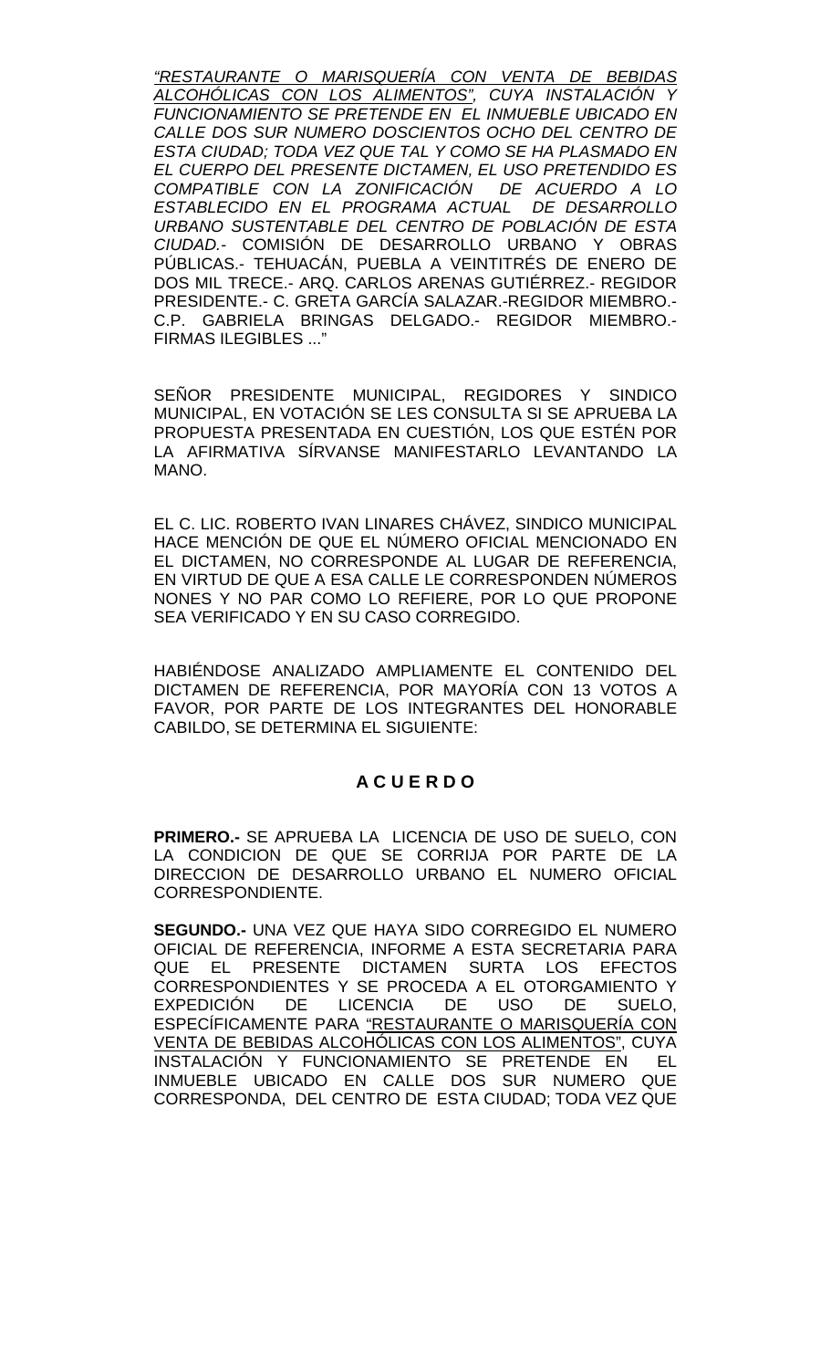*"<u>RESTAURANTE O MARISQUERÍA CON VENTA DE BEBIDAS ALCOHÓLICAS CON LOS ALIMENTOS</u>", CUYA INSTALACIÓN Y FUNCIONAMIENTO SE PRETENDE EN EL INMUEBLE UBICADO EN CALLE DOS SUR NUMERO DOSCIENTOS OCHO DEL CENTRO DE ESTA CIUDAD; TODA VEZ QUE TAL Y COMO SE HA PLASMADO EN EL CUERPO DEL PRESENTE DICTAMEN, EL USO PRETENDIDO ES COMPATIBLE CON LA ZONIFICACIÓN DE ACUERDO A LO ESTABLECIDO EN EL PROGRAMA ACTUAL DE DESARROLLO URBANO SUSTENTABLE DEL CENTRO DE POBLACIÓN DE ESTA CIUDAD.*- COMISIÓN DE DESARROLLO URBANO Y OBRAS PÚBLICAS.- TEHUACÁN, PUEBLA A VEINTITRÉS DE ENERO DE DOS MIL TRECE.- ARQ. CARLOS ARENAS GUTIÉRREZ.- REGIDOR PRESIDENTE.- C. GRETA GARCÍA SALAZAR.-REGIDOR MIEMBRO.- C.P. GABRIELA BRINGAS DELGADO.- REGIDOR MIEMBRO.- FIRMAS ILEGIBLES ..."

SEÑOR PRESIDENTE MUNICIPAL, REGIDORES Y SINDICO MUNICIPAL, EN VOTACIÓN SE LES CONSULTA SI SE APRUEBA LA PROPUESTA PRESENTADA EN CUESTIÓN, LOS QUE ESTÉN POR LA AFIRMATIVA SÍRVANSE MANIFESTARLO LEVANTANDO LA MANO.

EL C. LIC. ROBERTO IVAN LINARES CHÁVEZ, SINDICO MUNICIPAL HACE MENCIÓN DE QUE EL NÚMERO OFICIAL MENCIONADO EN EL DICTAMEN, NO CORRESPONDE AL LUGAR DE REFERENCIA, EN VIRTUD DE QUE A ESA CALLE LE CORRESPONDEN NÚMEROS NONES Y NO PAR COMO LO REFIERE, POR LO QUE PROPONE SEA VERIFICADO Y EN SU CASO CORREGIDO.

HABIÉNDOSE ANALIZADO AMPLIAMENTE EL CONTENIDO DEL DICTAMEN DE REFERENCIA, POR MAYORÍA CON 13 VOTOS A FAVOR, POR PARTE DE LOS INTEGRANTES DEL HONORABLE CABILDO, SE DETERMINA EL SIGUIENTE:

## A C U E R D O

**PRIMERO.-** SE APRUEBA LA LICENCIA DE USO DE SUELO, CON LA CONDICION DE QUE SE CORRIJA POR PARTE DE LA DIRECCION DE DESARROLLO URBANO EL NUMERO OFICIAL CORRESPONDIENTE.

**SEGUNDO.-** UNA VEZ QUE HAYA SIDO CORREGIDO EL NUMERO OFICIAL DE REFERENCIA, INFORME A ESTA SECRETARIA PARA QUE EL PRESENTE DICTAMEN SURTA LOS EFECTOS CORRESPONDIENTES Y SE PROCEDA A EL OTORGAMIENTO Y EXPEDICIÓN DE LICENCIA DE USO DE SUELO, ESPECÍFICAMENTE PARA "<u>RESTAURANTE O MARISQUERÍA CON VENTA DE BEBIDAS ALCOHÓLICAS CON LOS ALIMENTOS</u>", CUYA INSTALACIÓN Y FUNCIONAMIENTO SE PRETENDE EN EL INMUEBLE UBICADO EN CALLE DOS SUR NUMERO QUE CORRESPONDA, DEL CENTRO DE ESTA CIUDAD; TODA VEZ QUE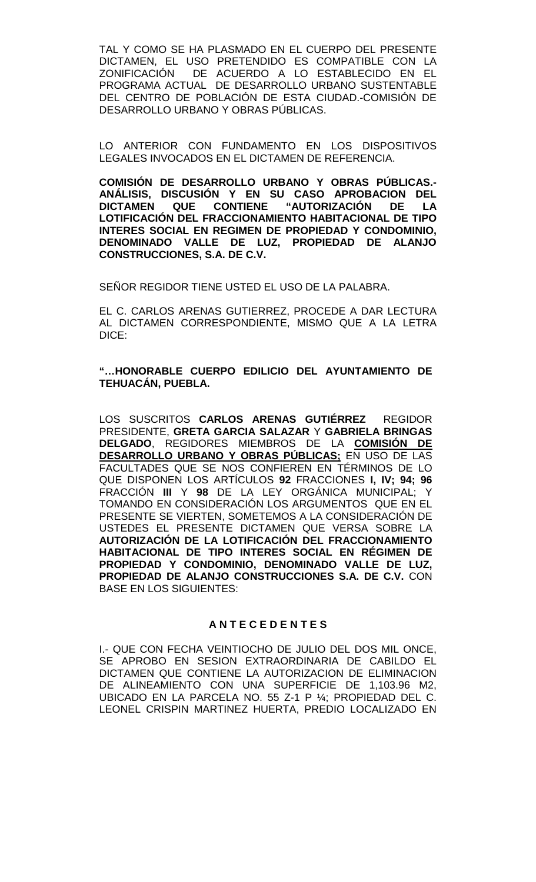TAL Y COMO SE HA PLASMADO EN EL CUERPO DEL PRESENTE DICTAMEN, EL USO PRETENDIDO ES COMPATIBLE CON LA ZONIFICACIÓN DE ACUERDO A LO ESTABLECIDO EN EL PROGRAMA ACTUAL DE DESARROLLO URBANO SUSTENTABLE DEL CENTRO DE POBLACIÓN DE ESTA CIUDAD.-COMISIÓN DE DESARROLLO URBANO Y OBRAS PÚBLICAS.

LO ANTERIOR CON FUNDAMENTO EN LOS DISPOSITIVOS LEGALES INVOCADOS EN EL DICTAMEN DE REFERENCIA.

**COMISIÓN DE DESARROLLO URBANO Y OBRAS PÚBLICAS.- ANÁLISIS, DISCUSIÓN Y EN SU CASO APROBACION DEL DICTAMEN QUE CONTIENE "AUTORIZACIÓN DE LA LOTIFICACIÓN DEL FRACCIONAMIENTO HABITACIONAL DE TIPO INTERES SOCIAL EN REGIMEN DE PROPIEDAD Y CONDOMINIO, DENOMINADO VALLE DE LUZ, PROPIEDAD DE ALANJO CONSTRUCCIONES, S.A. DE C.V.**

SEÑOR REGIDOR TIENE USTED EL USO DE LA PALABRA.

EL C. CARLOS ARENAS GUTIERREZ, PROCEDE A DAR LECTURA AL DICTAMEN CORRESPONDIENTE, MISMO QUE A LA LETRA DICE:

**"…HONORABLE CUERPO EDILICIO DEL AYUNTAMIENTO DE TEHUACÁN, PUEBLA.**

LOS SUSCRITOS **CARLOS ARENAS GUTIÉRREZ** REGIDOR PRESIDENTE, **GRETA GARCIA SALAZAR** Y **GABRIELA BRINGAS DELGADO**, REGIDORES MIEMBROS DE LA **COMISIÓN DE DESARROLLO URBANO Y OBRAS PÚBLICAS;** EN USO DE LAS FACULTADES QUE SE NOS CONFIEREN EN TÉRMINOS DE LO QUE DISPONEN LOS ARTÍCULOS **92** FRACCIONES **I, IV; 94; 96** FRACCIÓN **III** Y **98** DE LA LEY ORGÁNICA MUNICIPAL; Y TOMANDO EN CONSIDERACIÓN LOS ARGUMENTOS QUE EN EL PRESENTE SE VIERTEN, SOMETEMOS A LA CONSIDERACIÓN DE USTEDES EL PRESENTE DICTAMEN QUE VERSA SOBRE LA **AUTORIZACIÓN DE LA LOTIFICACIÓN DEL FRACCIONAMIENTO HABITACIONAL DE TIPO INTERES SOCIAL EN RÉGIMEN DE PROPIEDAD Y CONDOMINIO, DENOMINADO VALLE DE LUZ, PROPIEDAD DE ALANJO CONSTRUCCIONES S.A. DE C.V.** CON BASE EN LOS SIGUIENTES:

**A N T E C E D E N T E S**

I.- QUE CON FECHA VEINTIOCHO DE JULIO DEL DOS MIL ONCE, SE APROBO EN SESION EXTRAORDINARIA DE CABILDO EL DICTAMEN QUE CONTIENE LA AUTORIZACION DE ELIMINACION DE ALINEAMIENTO CON UNA SUPERFICIE DE 1,103.96 M2, UBICADO EN LA PARCELA NO. 55 Z-1 P ¼; PROPIEDAD DEL C. LEONEL CRISPIN MARTINEZ HUERTA, PREDIO LOCALIZADO EN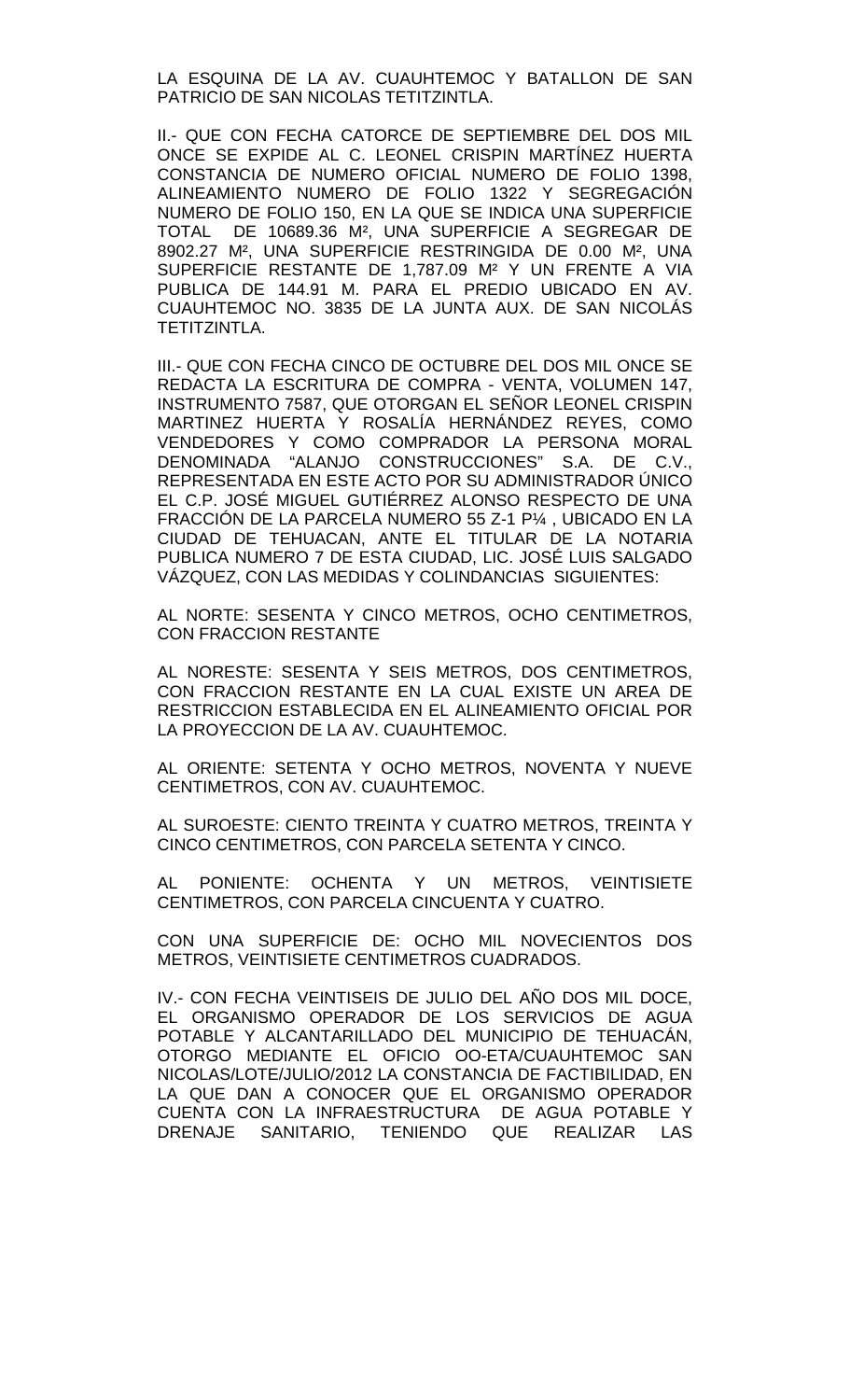LA ESQUINA DE LA AV. CUAUHTEMOC Y BATALLON DE SAN PATRICIO DE SAN NICOLAS TETITZINTLA.

II.- QUE CON FECHA CATORCE DE SEPTIEMBRE DEL DOS MIL ONCE SE EXPIDE AL C. LEONEL CRISPIN MARTÍNEZ HUERTA CONSTANCIA DE NUMERO OFICIAL NUMERO DE FOLIO 1398, ALINEAMIENTO NUMERO DE FOLIO 1322 Y SEGREGACIÓN NUMERO DE FOLIO 150, EN LA QUE SE INDICA UNA SUPERFICIE TOTAL DE 10689.36 M², UNA SUPERFICIE A SEGREGAR DE 8902.27 M², UNA SUPERFICIE RESTRINGIDA DE 0.00 M², UNA SUPERFICIE RESTANTE DE 1,787.09 M² Y UN FRENTE A VIA PUBLICA DE 144.91 M. PARA EL PREDIO UBICADO EN AV. CUAUHTEMOC NO. 3835 DE LA JUNTA AUX. DE SAN NICOLÁS TETITZINTLA.

III.- QUE CON FECHA CINCO DE OCTUBRE DEL DOS MIL ONCE SE REDACTA LA ESCRITURA DE COMPRA - VENTA, VOLUMEN 147, INSTRUMENTO 7587, QUE OTORGAN EL SEÑOR LEONEL CRISPIN MARTINEZ HUERTA Y ROSALÍA HERNÁNDEZ REYES, COMO VENDEDORES Y COMO COMPRADOR LA PERSONA MORAL DENOMINADA "ALANJO CONSTRUCCIONES" S.A. DE C.V., REPRESENTADA EN ESTE ACTO POR SU ADMINISTRADOR ÚNICO EL C.P. JOSÉ MIGUEL GUTIÉRREZ ALONSO RESPECTO DE UNA FRACCIÓN DE LA PARCELA NUMERO 55 Z-1 P¼ , UBICADO EN LA CIUDAD DE TEHUACAN, ANTE EL TITULAR DE LA NOTARIA PUBLICA NUMERO 7 DE ESTA CIUDAD, LIC. JOSÉ LUIS SALGADO VÁZQUEZ, CON LAS MEDIDAS Y COLINDANCIAS SIGUIENTES:

AL NORTE: SESENTA Y CINCO METROS, OCHO CENTIMETROS, CON FRACCION RESTANTE

AL NORESTE: SESENTA Y SEIS METROS, DOS CENTIMETROS, CON FRACCION RESTANTE EN LA CUAL EXISTE UN AREA DE RESTRICCION ESTABLECIDA EN EL ALINEAMIENTO OFICIAL POR LA PROYECCION DE LA AV. CUAUHTEMOC.

AL ORIENTE: SETENTA Y OCHO METROS, NOVENTA Y NUEVE CENTIMETROS, CON AV. CUAUHTEMOC.

AL SUROESTE: CIENTO TREINTA Y CUATRO METROS, TREINTA Y CINCO CENTIMETROS, CON PARCELA SETENTA Y CINCO.

AL PONIENTE: OCHENTA Y UN METROS, VEINTISIETE CENTIMETROS, CON PARCELA CINCUENTA Y CUATRO.

CON UNA SUPERFICIE DE: OCHO MIL NOVECIENTOS DOS METROS, VEINTISIETE CENTIMETROS CUADRADOS.

IV.- CON FECHA VEINTISEIS DE JULIO DEL AÑO DOS MIL DOCE, EL ORGANISMO OPERADOR DE LOS SERVICIOS DE AGUA POTABLE Y ALCANTARILLADO DEL MUNICIPIO DE TEHUACÁN, OTORGO MEDIANTE EL OFICIO OO-ETA/CUAUHTEMOC SAN NICOLAS/LOTE/JULIO/2012 LA CONSTANCIA DE FACTIBILIDAD, EN LA QUE DAN A CONOCER QUE EL ORGANISMO OPERADOR CUENTA CON LA INFRAESTRUCTURA DE AGUA POTABLE Y DRENAJE SANITARIO, TENIENDO QUE REALIZAR LAS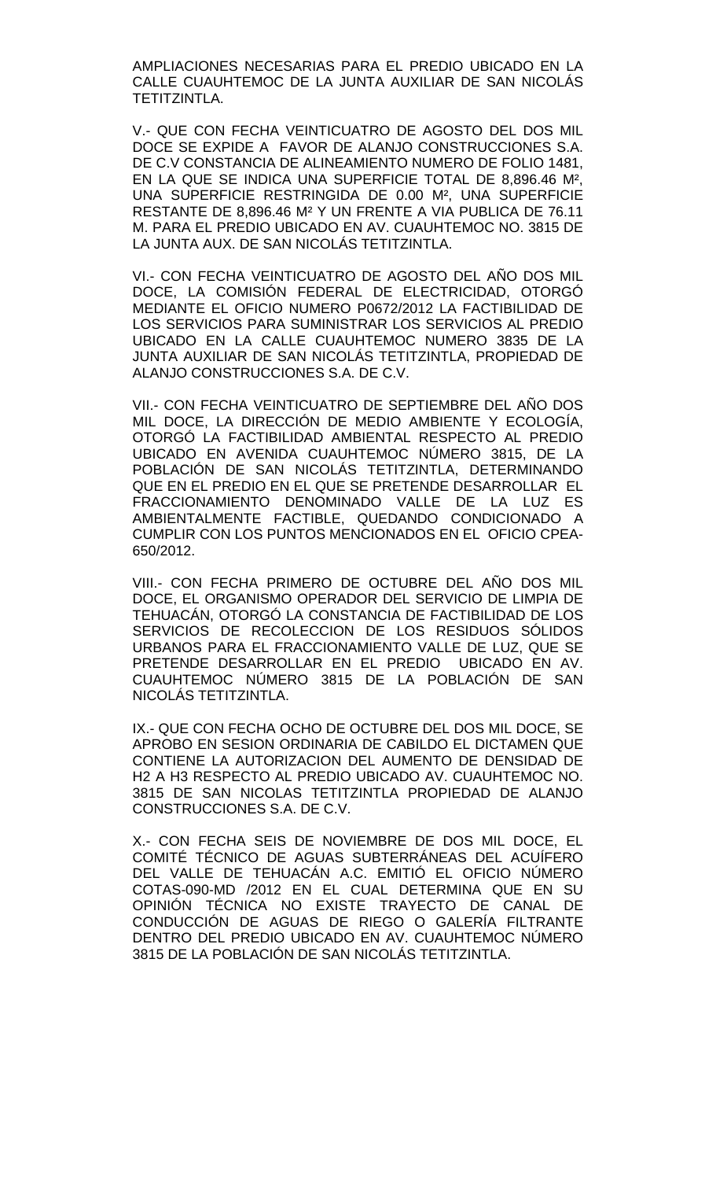AMPLIACIONES NECESARIAS PARA EL PREDIO UBICADO EN LA CALLE CUAUHTEMOC DE LA JUNTA AUXILIAR DE SAN NICOLÁS TETITZINTLA.

V.- QUE CON FECHA VEINTICUATRO DE AGOSTO DEL DOS MIL DOCE SE EXPIDE A FAVOR DE ALANJO CONSTRUCCIONES S.A. DE C.V CONSTANCIA DE ALINEAMIENTO NUMERO DE FOLIO 1481, EN LA QUE SE INDICA UNA SUPERFICIE TOTAL DE 8,896.46 M², UNA SUPERFICIE RESTRINGIDA DE 0.00 M², UNA SUPERFICIE RESTANTE DE 8,896.46 M² Y UN FRENTE A VIA PUBLICA DE 76.11 M. PARA EL PREDIO UBICADO EN AV. CUAUHTEMOC NO. 3815 DE LA JUNTA AUX. DE SAN NICOLÁS TETITZINTLA.

VI.- CON FECHA VEINTICUATRO DE AGOSTO DEL AÑO DOS MIL DOCE, LA COMISIÓN FEDERAL DE ELECTRICIDAD, OTORGÓ MEDIANTE EL OFICIO NUMERO P0672/2012 LA FACTIBILIDAD DE LOS SERVICIOS PARA SUMINISTRAR LOS SERVICIOS AL PREDIO UBICADO EN LA CALLE CUAUHTEMOC NUMERO 3835 DE LA JUNTA AUXILIAR DE SAN NICOLÁS TETITZINTLA, PROPIEDAD DE ALANJO CONSTRUCCIONES S.A. DE C.V.

VII.- CON FECHA VEINTICUATRO DE SEPTIEMBRE DEL AÑO DOS MIL DOCE, LA DIRECCIÓN DE MEDIO AMBIENTE Y ECOLOGÍA, OTORGÓ LA FACTIBILIDAD AMBIENTAL RESPECTO AL PREDIO UBICADO EN AVENIDA CUAUHTEMOC NÚMERO 3815, DE LA POBLACIÓN DE SAN NICOLÁS TETITZINTLA, DETERMINANDO QUE EN EL PREDIO EN EL QUE SE PRETENDE DESARROLLAR EL FRACCIONAMIENTO DENOMINADO VALLE DE LA LUZ ES AMBIENTALMENTE FACTIBLE, QUEDANDO CONDICIONADO A CUMPLIR CON LOS PUNTOS MENCIONADOS EN EL OFICIO CPEA-650/2012.

VIII.- CON FECHA PRIMERO DE OCTUBRE DEL AÑO DOS MIL DOCE, EL ORGANISMO OPERADOR DEL SERVICIO DE LIMPIA DE TEHUACÁN, OTORGÓ LA CONSTANCIA DE FACTIBILIDAD DE LOS SERVICIOS DE RECOLECCION DE LOS RESIDUOS SÓLIDOS URBANOS PARA EL FRACCIONAMIENTO VALLE DE LUZ, QUE SE PRETENDE DESARROLLAR EN EL PREDIO UBICADO EN AV. CUAUHTEMOC NÚMERO 3815 DE LA POBLACIÓN DE SAN NICOLÁS TETITZINTLA.

IX.- QUE CON FECHA OCHO DE OCTUBRE DEL DOS MIL DOCE, SE APROBO EN SESION ORDINARIA DE CABILDO EL DICTAMEN QUE CONTIENE LA AUTORIZACION DEL AUMENTO DE DENSIDAD DE H2 A H3 RESPECTO AL PREDIO UBICADO AV. CUAUHTEMOC NO. 3815 DE SAN NICOLAS TETITZINTLA PROPIEDAD DE ALANJO CONSTRUCCIONES S.A. DE C.V.

X.- CON FECHA SEIS DE NOVIEMBRE DE DOS MIL DOCE, EL COMITÉ TÉCNICO DE AGUAS SUBTERRÁNEAS DEL ACUÍFERO DEL VALLE DE TEHUACÁN A.C. EMITIÓ EL OFICIO NÚMERO COTAS-090-MD /2012 EN EL CUAL DETERMINA QUE EN SU OPINIÓN TÉCNICA NO EXISTE TRAYECTO DE CANAL DE CONDUCCIÓN DE AGUAS DE RIEGO O GALERÍA FILTRANTE DENTRO DEL PREDIO UBICADO EN AV. CUAUHTEMOC NÚMERO 3815 DE LA POBLACIÓN DE SAN NICOLÁS TETITZINTLA.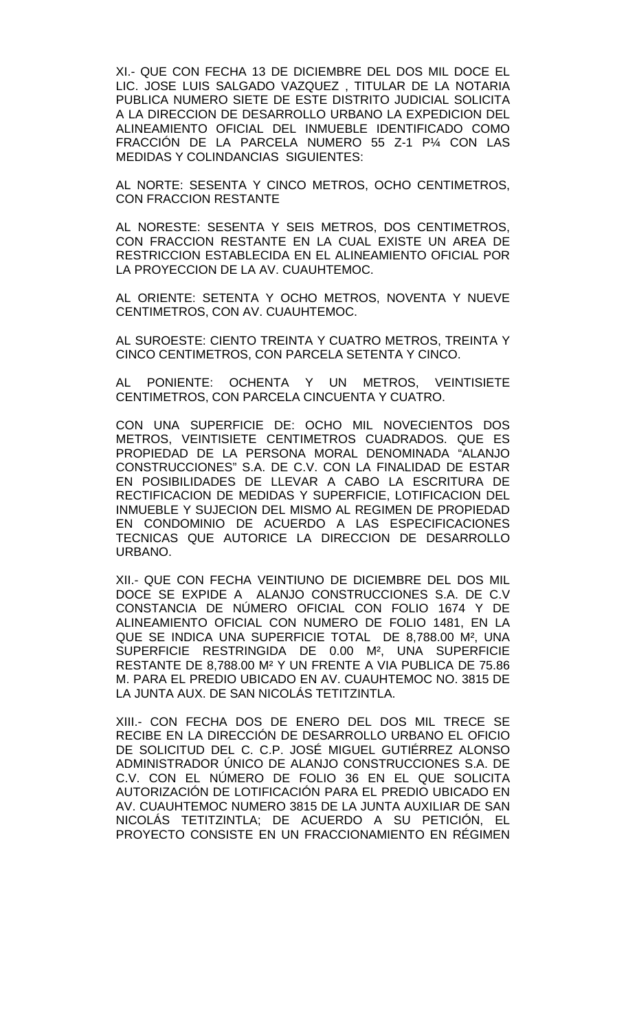XI.- QUE CON FECHA 13 DE DICIEMBRE DEL DOS MIL DOCE EL LIC. JOSE LUIS SALGADO VAZQUEZ , TITULAR DE LA NOTARIA PUBLICA NUMERO SIETE DE ESTE DISTRITO JUDICIAL SOLICITA A LA DIRECCION DE DESARROLLO URBANO LA EXPEDICION DEL ALINEAMIENTO OFICIAL DEL INMUEBLE IDENTIFICADO COMO FRACCIÓN DE LA PARCELA NUMERO 55 Z-1 P¼ CON LAS MEDIDAS Y COLINDANCIAS SIGUIENTES:

AL NORTE: SESENTA Y CINCO METROS, OCHO CENTIMETROS, CON FRACCION RESTANTE

AL NORESTE: SESENTA Y SEIS METROS, DOS CENTIMETROS, CON FRACCION RESTANTE EN LA CUAL EXISTE UN AREA DE RESTRICCION ESTABLECIDA EN EL ALINEAMIENTO OFICIAL POR LA PROYECCION DE LA AV. CUAUHTEMOC.

AL ORIENTE: SETENTA Y OCHO METROS, NOVENTA Y NUEVE CENTIMETROS, CON AV. CUAUHTEMOC.

AL SUROESTE: CIENTO TREINTA Y CUATRO METROS, TREINTA Y CINCO CENTIMETROS, CON PARCELA SETENTA Y CINCO.

AL PONIENTE: OCHENTA Y UN METROS, VEINTISIETE CENTIMETROS, CON PARCELA CINCUENTA Y CUATRO.

CON UNA SUPERFICIE DE: OCHO MIL NOVECIENTOS DOS METROS, VEINTISIETE CENTIMETROS CUADRADOS. QUE ES PROPIEDAD DE LA PERSONA MORAL DENOMINADA “ALANJO CONSTRUCCIONES” S.A. DE C.V. CON LA FINALIDAD DE ESTAR EN POSIBILIDADES DE LLEVAR A CABO LA ESCRITURA DE RECTIFICACION DE MEDIDAS Y SUPERFICIE, LOTIFICACION DEL INMUEBLE Y SUJECION DEL MISMO AL REGIMEN DE PROPIEDAD EN CONDOMINIO DE ACUERDO A LAS ESPECIFICACIONES TECNICAS QUE AUTORICE LA DIRECCION DE DESARROLLO URBANO.

XII.- QUE CON FECHA VEINTIUNO DE DICIEMBRE DEL DOS MIL DOCE SE EXPIDE A ALANJO CONSTRUCCIONES S.A. DE C.V CONSTANCIA DE NÚMERO OFICIAL CON FOLIO 1674 Y DE ALINEAMIENTO OFICIAL CON NUMERO DE FOLIO 1481, EN LA QUE SE INDICA UNA SUPERFICIE TOTAL DE 8,788.00 M², UNA SUPERFICIE RESTRINGIDA DE 0.00 M², UNA SUPERFICIE RESTANTE DE 8,788.00 M² Y UN FRENTE A VIA PUBLICA DE 75.86 M. PARA EL PREDIO UBICADO EN AV. CUAUHTEMOC NO. 3815 DE LA JUNTA AUX. DE SAN NICOLÁS TETITZINTLA.

XIII.- CON FECHA DOS DE ENERO DEL DOS MIL TRECE SE RECIBE EN LA DIRECCIÓN DE DESARROLLO URBANO EL OFICIO DE SOLICITUD DEL C. C.P. JOSÉ MIGUEL GUTIÉRREZ ALONSO ADMINISTRADOR ÚNICO DE ALANJO CONSTRUCCIONES S.A. DE C.V. CON EL NÚMERO DE FOLIO 36 EN EL QUE SOLICITA AUTORIZACIÓN DE LOTIFICACIÓN PARA EL PREDIO UBICADO EN AV. CUAUHTEMOC NUMERO 3815 DE LA JUNTA AUXILIAR DE SAN NICOLÁS TETITZINTLA; DE ACUERDO A SU PETICIÓN, EL PROYECTO CONSISTE EN UN FRACCIONAMIENTO EN RÉGIMEN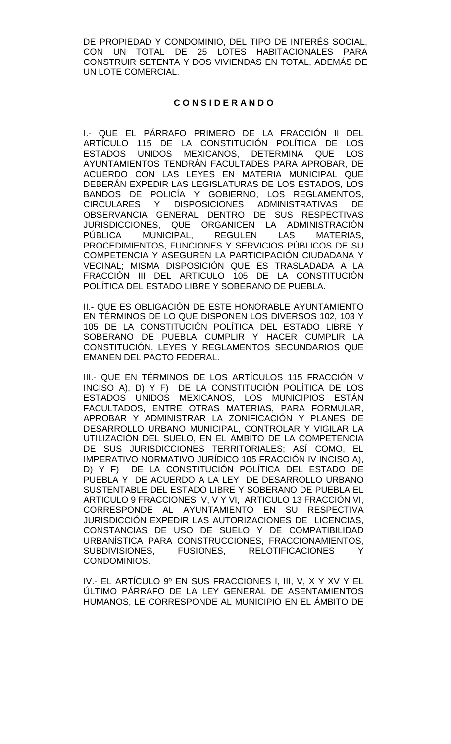DE PROPIEDAD Y CONDOMINIO, DEL TIPO DE INTERÉS SOCIAL, CON UN TOTAL DE 25 LOTES HABITACIONALES PARA CONSTRUIR SETENTA Y DOS VIVIENDAS EN TOTAL, ADEMÁS DE UN LOTE COMERCIAL.

**C O N S I D E R A N D O**

I.- QUE EL PÁRRAFO PRIMERO DE LA FRACCIÓN II DEL ARTÍCULO 115 DE LA CONSTITUCIÓN POLÍTICA DE LOS ESTADOS UNIDOS MEXICANOS, DETERMINA QUE LOS AYUNTAMIENTOS TENDRÁN FACULTADES PARA APROBAR, DE ACUERDO CON LAS LEYES EN MATERIA MUNICIPAL QUE DEBERÁN EXPEDIR LAS LEGISLATURAS DE LOS ESTADOS, LOS BANDOS DE POLICÍA Y GOBIERNO, LOS REGLAMENTOS, CIRCULARES Y DISPOSICIONES ADMINISTRATIVAS DE OBSERVANCIA GENERAL DENTRO DE SUS RESPECTIVAS JURISDICCIONES, QUE ORGANICEN LA ADMINISTRACIÓN PÚBLICA MUNICIPAL, REGULEN LAS MATERIAS, PROCEDIMIENTOS, FUNCIONES Y SERVICIOS PÚBLICOS DE SU COMPETENCIA Y ASEGUREN LA PARTICIPACIÓN CIUDADANA Y VECINAL; MISMA DISPOSICIÓN QUE ES TRASLADADA A LA FRACCIÓN III DEL ARTICULO 105 DE LA CONSTITUCIÓN POLÍTICA DEL ESTADO LIBRE Y SOBERANO DE PUEBLA.

II.- QUE ES OBLIGACIÓN DE ESTE HONORABLE AYUNTAMIENTO EN TÉRMINOS DE LO QUE DISPONEN LOS DIVERSOS 102, 103 Y 105 DE LA CONSTITUCIÓN POLÍTICA DEL ESTADO LIBRE Y SOBERANO DE PUEBLA CUMPLIR Y HACER CUMPLIR LA CONSTITUCIÓN, LEYES Y REGLAMENTOS SECUNDARIOS QUE EMANEN DEL PACTO FEDERAL.

III.- QUE EN TÉRMINOS DE LOS ARTÍCULOS 115 FRACCIÓN V INCISO A), D) Y F) DE LA CONSTITUCIÓN POLÍTICA DE LOS ESTADOS UNIDOS MEXICANOS, LOS MUNICIPIOS ESTÁN FACULTADOS, ENTRE OTRAS MATERIAS, PARA FORMULAR, APROBAR Y ADMINISTRAR LA ZONIFICACIÓN Y PLANES DE DESARROLLO URBANO MUNICIPAL, CONTROLAR Y VIGILAR LA UTILIZACIÓN DEL SUELO, EN EL ÁMBITO DE LA COMPETENCIA DE SUS JURISDICCIONES TERRITORIALES; ASÍ COMO, EL IMPERATIVO NORMATIVO JURÍDICO 105 FRACCIÓN IV INCISO A), D) Y F) DE LA CONSTITUCIÓN POLÍTICA DEL ESTADO DE PUEBLA Y DE ACUERDO A LA LEY DE DESARROLLO URBANO SUSTENTABLE DEL ESTADO LIBRE Y SOBERANO DE PUEBLA EL ARTICULO 9 FRACCIONES IV, V Y VI, ARTICULO 13 FRACCIÓN VI, CORRESPONDE AL AYUNTAMIENTO EN SU RESPECTIVA JURISDICCIÓN EXPEDIR LAS AUTORIZACIONES DE LICENCIAS, CONSTANCIAS DE USO DE SUELO Y DE COMPATIBILIDAD URBANÍSTICA PARA CONSTRUCCIONES, FRACCIONAMIENTOS, SUBDIVISIONES, FUSIONES, RELOTIFICACIONES Y CONDOMINIOS.

IV.- EL ARTÍCULO 9º EN SUS FRACCIONES I, III, V, X Y XV Y EL ÚLTIMO PÁRRAFO DE LA LEY GENERAL DE ASENTAMIENTOS HUMANOS, LE CORRESPONDE AL MUNICIPIO EN EL ÁMBITO DE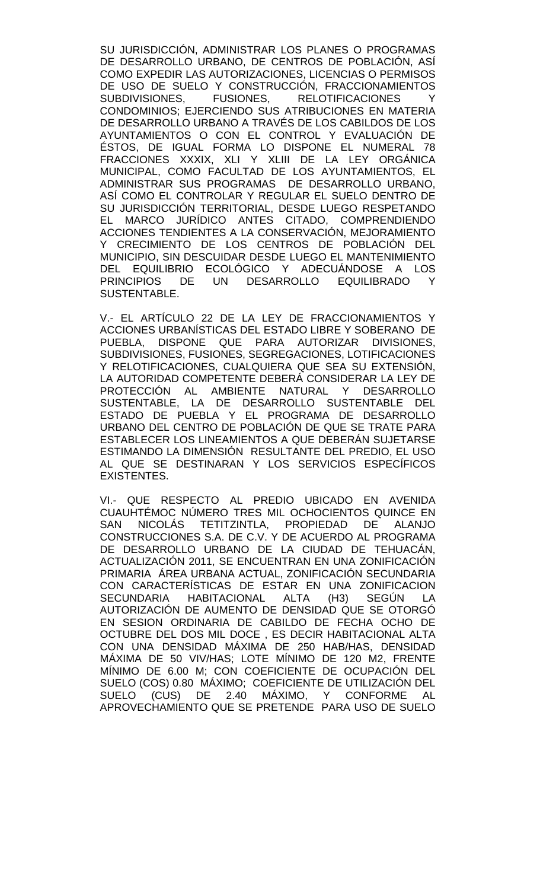SU JURISDICCIÓN, ADMINISTRAR LOS PLANES O PROGRAMAS DE DESARROLLO URBANO, DE CENTROS DE POBLACIÓN, ASÍ COMO EXPEDIR LAS AUTORIZACIONES, LICENCIAS O PERMISOS DE USO DE SUELO Y CONSTRUCCIÓN, FRACCIONAMIENTOS SUBDIVISIONES, FUSIONES, RELOTIFICACIONES Y CONDOMINIOS; EJERCIENDO SUS ATRIBUCIONES EN MATERIA DE DESARROLLO URBANO A TRAVÉS DE LOS CABILDOS DE LOS AYUNTAMIENTOS O CON EL CONTROL Y EVALUACIÓN DE ÉSTOS, DE IGUAL FORMA LO DISPONE EL NUMERAL 78 FRACCIONES XXXIX, XLI Y XLIII DE LA LEY ORGÁNICA MUNICIPAL, COMO FACULTAD DE LOS AYUNTAMIENTOS, EL ADMINISTRAR SUS PROGRAMAS DE DESARROLLO URBANO, ASÍ COMO EL CONTROLAR Y REGULAR EL SUELO DENTRO DE SU JURISDICCIÓN TERRITORIAL, DESDE LUEGO RESPETANDO EL MARCO JURÍDICO ANTES CITADO, COMPRENDIENDO ACCIONES TENDIENTES A LA CONSERVACIÓN, MEJORAMIENTO Y CRECIMIENTO DE LOS CENTROS DE POBLACIÓN DEL MUNICIPIO, SIN DESCUIDAR DESDE LUEGO EL MANTENIMIENTO DEL EQUILIBRIO ECOLÓGICO Y ADECUÁNDOSE A LOS PRINCIPIOS DE UN DESARROLLO EQUILIBRADO Y SUSTENTABLE.

V.- EL ARTÍCULO 22 DE LA LEY DE FRACCIONAMIENTOS Y ACCIONES URBANÍSTICAS DEL ESTADO LIBRE Y SOBERANO DE PUEBLA, DISPONE QUE PARA AUTORIZAR DIVISIONES, SUBDIVISIONES, FUSIONES, SEGREGACIONES, LOTIFICACIONES Y RELOTIFICACIONES, CUALQUIERA QUE SEA SU EXTENSIÓN, LA AUTORIDAD COMPETENTE DEBERÁ CONSIDERAR LA LEY DE PROTECCIÓN AL AMBIENTE NATURAL Y DESARROLLO SUSTENTABLE, LA DE DESARROLLO SUSTENTABLE DEL ESTADO DE PUEBLA Y EL PROGRAMA DE DESARROLLO URBANO DEL CENTRO DE POBLACIÓN DE QUE SE TRATE PARA ESTABLECER LOS LINEAMIENTOS A QUE DEBERÁN SUJETARSE ESTIMANDO LA DIMENSIÓN RESULTANTE DEL PREDIO, EL USO AL QUE SE DESTINARAN Y LOS SERVICIOS ESPECÍFICOS EXISTENTES.

VI.- QUE RESPECTO AL PREDIO UBICADO EN AVENIDA CUAUHTÉMOC NÚMERO TRES MIL OCHOCIENTOS QUINCE EN SAN NICOLÁS TETITZINTLA, PROPIEDAD DE ALANJO CONSTRUCCIONES S.A. DE C.V. Y DE ACUERDO AL PROGRAMA DE DESARROLLO URBANO DE LA CIUDAD DE TEHUACÁN, ACTUALIZACIÓN 2011, SE ENCUENTRAN EN UNA ZONIFICACIÓN PRIMARIA ÁREA URBANA ACTUAL, ZONIFICACIÓN SECUNDARIA CON CARACTERÍSTICAS DE ESTAR EN UNA ZONIFICACION SECUNDARIA HABITACIONAL ALTA (H3) SEGÚN LA AUTORIZACIÓN DE AUMENTO DE DENSIDAD QUE SE OTORGÓ EN SESION ORDINARIA DE CABILDO DE FECHA OCHO DE OCTUBRE DEL DOS MIL DOCE , ES DECIR HABITACIONAL ALTA CON UNA DENSIDAD MÁXIMA DE 250 HAB/HAS, DENSIDAD MÁXIMA DE 50 VIV/HAS; LOTE MÍNIMO DE 120 M2, FRENTE MÍNIMO DE 6.00 M; CON COEFICIENTE DE OCUPACIÓN DEL SUELO (COS) 0.80 MÁXIMO; COEFICIENTE DE UTILIZACIÓN DEL SUELO (CUS) DE 2.40 MÁXIMO, Y CONFORME AL APROVECHAMIENTO QUE SE PRETENDE PARA USO DE SUELO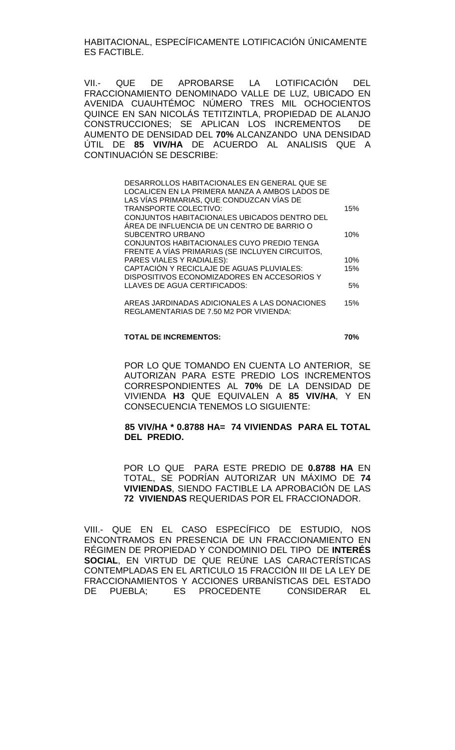HABITACIONAL, ESPECÍFICAMENTE LOTIFICACIÓN ÚNICAMENTE ES FACTIBLE.

VII.- QUE DE APROBARSE LA LOTIFICACIÓN DEL FRACCIONAMIENTO DENOMINADO VALLE DE LUZ, UBICADO EN AVENIDA CUAUHTÉMOC NÚMERO TRES MIL OCHOCIENTOS QUINCE EN SAN NICOLÁS TETITZINTLA, PROPIEDAD DE ALANJO CONSTRUCCIONES; SE APLICAN LOS INCREMENTOS DE AUMENTO DE DENSIDAD DEL **70%** ALCANZANDO UNA DENSIDAD ÚTIL DE **85 VIV/HA** DE ACUERDO AL ANALISIS QUE A CONTINUACIÓN SE DESCRIBE:

| | |
|---|---|
| DESARROLLOS HABITACIONALES EN GENERAL QUE SE LOCALICEN EN LA PRIMERA MANZA A AMBOS LADOS DE LAS VÍAS PRIMARIAS, QUE CONDUZCAN VÍAS DE TRANSPORTE COLECTIVO: | 15% |
| CONJUNTOS HABITACIONALES UBICADOS DENTRO DEL ÁREA DE INFLUENCIA DE UN CENTRO DE BARRIO O SUBCENTRO URBANO | 10% |
| CONJUNTOS HABITACIONALES CUYO PREDIO TENGA FRENTE A VÍAS PRIMARIAS (SE INCLUYEN CIRCUITOS, PARES VIALES Y RADIALES): | 10% |
| CAPTACIÓN Y RECICLAJE DE AGUAS PLUVIALES: | 15% |
| DISPOSITIVOS ECONOMIZADORES EN ACCESORIOS Y LLAVES DE AGUA CERTIFICADOS: | 5% |
| AREAS JARDINADAS ADICIONALES A LAS DONACIONES REGLAMENTARIAS DE 7.50 M2 POR VIVIENDA: | 15% |
| **TOTAL DE INCREMENTOS:** | **70%** |

POR LO QUE TOMANDO EN CUENTA LO ANTERIOR, SE AUTORIZAN PARA ESTE PREDIO LOS INCREMENTOS CORRESPONDIENTES AL **70%** DE LA DENSIDAD DE VIVIENDA **H3** QUE EQUIVALEN A **85 VIV/HA**, Y EN CONSECUENCIA TENEMOS LO SIGUIENTE:

**85 VIV/HA * 0.8788 HA= 74 VIVIENDAS PARA EL TOTAL DEL PREDIO.**

POR LO QUE PARA ESTE PREDIO DE **0.8788 HA** EN TOTAL, SE PODRÍAN AUTORIZAR UN MÁXIMO DE **74 VIVIENDAS**, SIENDO FACTIBLE LA APROBACIÓN DE LAS **72 VIVIENDAS** REQUERIDAS POR EL FRACCIONADOR.

VIII.- QUE EN EL CASO ESPECÍFICO DE ESTUDIO, NOS ENCONTRAMOS EN PRESENCIA DE UN FRACCIONAMIENTO EN RÉGIMEN DE PROPIEDAD Y CONDOMINIO DEL TIPO DE **INTERÉS SOCIAL**, EN VIRTUD DE QUE REÚNE LAS CARACTERÍSTICAS CONTEMPLADAS EN EL ARTICULO 15 FRACCIÓN III DE LA LEY DE FRACCIONAMIENTOS Y ACCIONES URBANÍSTICAS DEL ESTADO DE PUEBLA; ES PROCEDENTE CONSIDERAR EL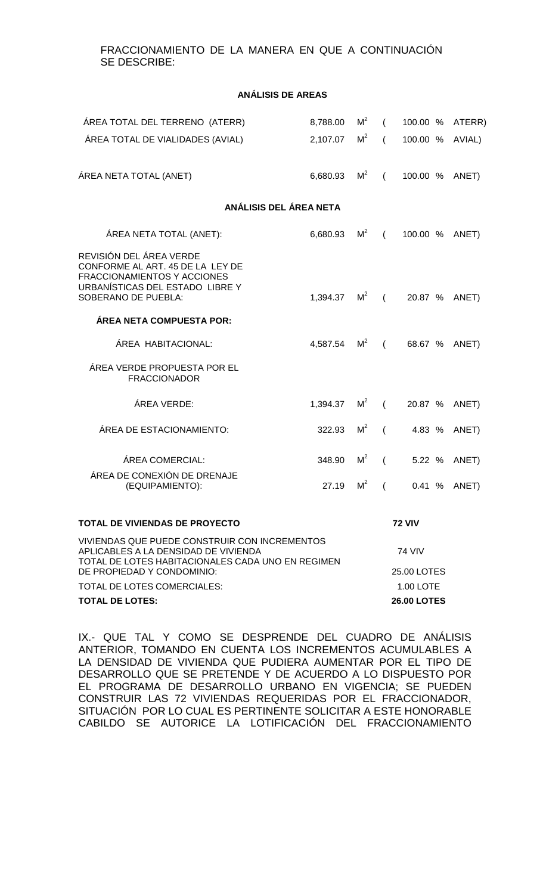FRACCIONAMIENTO DE LA MANERA EN QUE A CONTINUACIÓN SE DESCRIBE:

**ANÁLISIS DE AREAS**

| | | | |
|---|---|---|---|
| ÁREA TOTAL DEL TERRENO (ATERR) | 8,788.00 | $M^2$ | ( 100.00 % ATERR) |
| ÁREA TOTAL DE VIALIDADES (AVIAL) | 2,107.07 | $M^2$ | ( 100.00 % AVIAL) |
| ÁREA NETA TOTAL (ANET) | 6,680.93 | $M^2$ | ( 100.00 % ANET) |

**ANÁLISIS DEL ÁREA NETA**

| | | | |
|---|---|---|---|
| ÁREA NETA TOTAL (ANET): | 6,680.93 | $M^2$ | ( 100.00 % ANET) |
| REVISIÓN DEL ÁREA VERDE CONFORME AL ART. 45 DE LA LEY DE FRACCIONAMIENTOS Y ACCIONES URBANÍSTICAS DEL ESTADO LIBRE Y SOBERANO DE PUEBLA: | 1,394.37 | $M^2$ | ( 20.87 % ANET) |
| **ÁREA NETA COMPUESTA POR:** | | | |
| ÁREA HABITACIONAL: | 4,587.54 | $M^2$ | ( 68.67 % ANET) |
| ÁREA VERDE PROPUESTA POR EL FRACCIONADOR | | | |
| ÁREA VERDE: | 1,394.37 | $M^2$ | ( 20.87 % ANET) |
| ÁREA DE ESTACIONAMIENTO: | 322.93 | $M^2$ | ( 4.83 % ANET) |
| ÁREA COMERCIAL: | 348.90 | $M^2$ | ( 5.22 % ANET) |
| ÁREA DE CONEXIÓN DE DRENAJE (EQUIPAMIENTO): | 27.19 | $M^2$ | ( 0.41 % ANET) |

| | |
|---|---|
| **TOTAL DE VIVIENDAS DE PROYECTO** | **72 VIV** |
| VIVIENDAS QUE PUEDE CONSTRUIR CON INCREMENTOS APLICABLES A LA DENSIDAD DE VIVIENDA | 74 VIV |
| TOTAL DE LOTES HABITACIONALES CADA UNO EN REGIMEN DE PROPIEDAD Y CONDOMINIO: | 25.00 LOTES |
| TOTAL DE LOTES COMERCIALES: | 1.00 LOTE |
| **TOTAL DE LOTES:** | **26.00 LOTES** |

IX.- QUE TAL Y COMO SE DESPRENDE DEL CUADRO DE ANÁLISIS ANTERIOR, TOMANDO EN CUENTA LOS INCREMENTOS ACUMULABLES A LA DENSIDAD DE VIVIENDA QUE PUDIERA AUMENTAR POR EL TIPO DE DESARROLLO QUE SE PRETENDE Y DE ACUERDO A LO DISPUESTO POR EL PROGRAMA DE DESARROLLO URBANO EN VIGENCIA; SE PUEDEN CONSTRUIR LAS 72 VIVIENDAS REQUERIDAS POR EL FRACCIONADOR, SITUACIÓN POR LO CUAL ES PERTINENTE SOLICITAR A ESTE HONORABLE CABILDO SE AUTORICE LA LOTIFICACIÓN DEL FRACCIONAMIENTO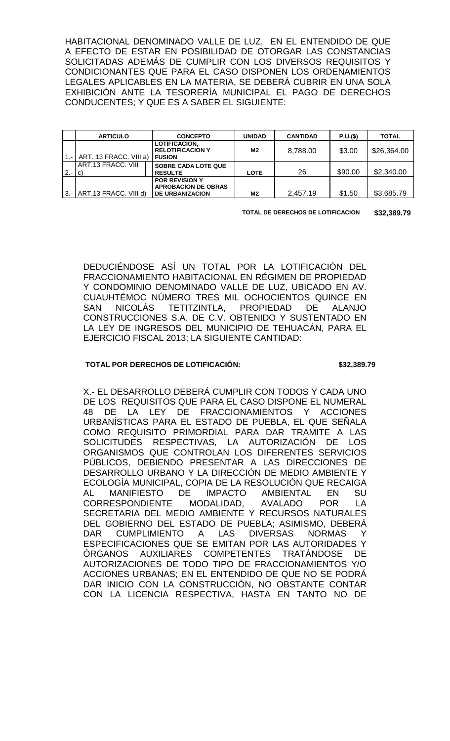HABITACIONAL DENOMINADO VALLE DE LUZ, EN EL ENTENDIDO DE QUE A EFECTO DE ESTAR EN POSIBILIDAD DE OTORGAR LAS CONSTANCIAS SOLICITADAS ADEMÁS DE CUMPLIR CON LOS DIVERSOS REQUISITOS Y CONDICIONANTES QUE PARA EL CASO DISPONEN LOS ORDENAMIENTOS LEGALES APLICABLES EN LA MATERIA, SE DEBERÁ CUBRIR EN UNA SOLA EXHIBICIÓN ANTE LA TESORERÍA MUNICIPAL EL PAGO DE DERECHOS CONDUCENTES; Y QUE ES A SABER EL SIGUIENTE:

| | ARTICULO | CONCEPTO | UNIDAD | CANTIDAD | P.U,($) | TOTAL |
|---|---|---|---|---|---|---|
| 1.- | ART. 13 FRACC. VIII a) | **LOTIFICACION, RELOTIFICACION Y FUSION** | **M2** | 8,788.00 | $3.00 | $26,364.00 |
| 2.- | ART.13 FRACC. VIII c) | **SOBRE CADA LOTE QUE RESULTE** | **LOTE** | 26 | $90.00 | $2,340.00 |
| 3.- | ART.13 FRACC. VIII d) | **POR REVISION Y APROBACION DE OBRAS DE URBANIZACION** | **M2** | 2,457.19 | $1.50 | $3,685.79 |
| | | | | | **TOTAL DE DERECHOS DE LOTIFICACION** | **$32,389.79** |

DEDUCIÉNDOSE ASÍ UN TOTAL POR LA LOTIFICACIÓN DEL FRACCIONAMIENTO HABITACIONAL EN RÉGIMEN DE PROPIEDAD Y CONDOMINIO DENOMINADO VALLE DE LUZ, UBICADO EN AV. CUAUHTÉMOC NÚMERO TRES MIL OCHOCIENTOS QUINCE EN SAN NICOLÁS TETITZINTLA, PROPIEDAD DE ALANJO CONSTRUCCIONES S.A. DE C.V. OBTENIDO Y SUSTENTADO EN LA LEY DE INGRESOS DEL MUNICIPIO DE TEHUACÁN, PARA EL EJERCICIO FISCAL 2013; LA SIGUIENTE CANTIDAD:

**TOTAL POR DERECHOS DE LOTIFICACIÓN: $32,389.79**

X.- EL DESARROLLO DEBERÁ CUMPLIR CON TODOS Y CADA UNO DE LOS REQUISITOS QUE PARA EL CASO DISPONE EL NUMERAL 48 DE LA LEY DE FRACCIONAMIENTOS Y ACCIONES URBANÍSTICAS PARA EL ESTADO DE PUEBLA, EL QUE SEÑALA COMO REQUISITO PRIMORDIAL PARA DAR TRAMITE A LAS SOLICITUDES RESPECTIVAS, LA AUTORIZACIÓN DE LOS ORGANISMOS QUE CONTROLAN LOS DIFERENTES SERVICIOS PÚBLICOS, DEBIENDO PRESENTAR A LAS DIRECCIONES DE DESARROLLO URBANO Y LA DIRECCIÓN DE MEDIO AMBIENTE Y ECOLOGÍA MUNICIPAL, COPIA DE LA RESOLUCIÓN QUE RECAIGA AL MANIFIESTO DE IMPACTO AMBIENTAL EN SU CORRESPONDIENTE MODALIDAD, AVALADO POR LA SECRETARIA DEL MEDIO AMBIENTE Y RECURSOS NATURALES DEL GOBIERNO DEL ESTADO DE PUEBLA; ASIMISMO, DEBERÁ DAR CUMPLIMIENTO A LAS DIVERSAS NORMAS Y ESPECIFICACIONES QUE SE EMITAN POR LAS AUTORIDADES Y ÓRGANOS AUXILIARES COMPETENTES TRATÁNDOSE DE AUTORIZACIONES DE TODO TIPO DE FRACCIONAMIENTOS Y/O ACCIONES URBANAS; EN EL ENTENDIDO DE QUE NO SE PODRÁ DAR INICIO CON LA CONSTRUCCIÓN, NO OBSTANTE CONTAR CON LA LICENCIA RESPECTIVA, HASTA EN TANTO NO DE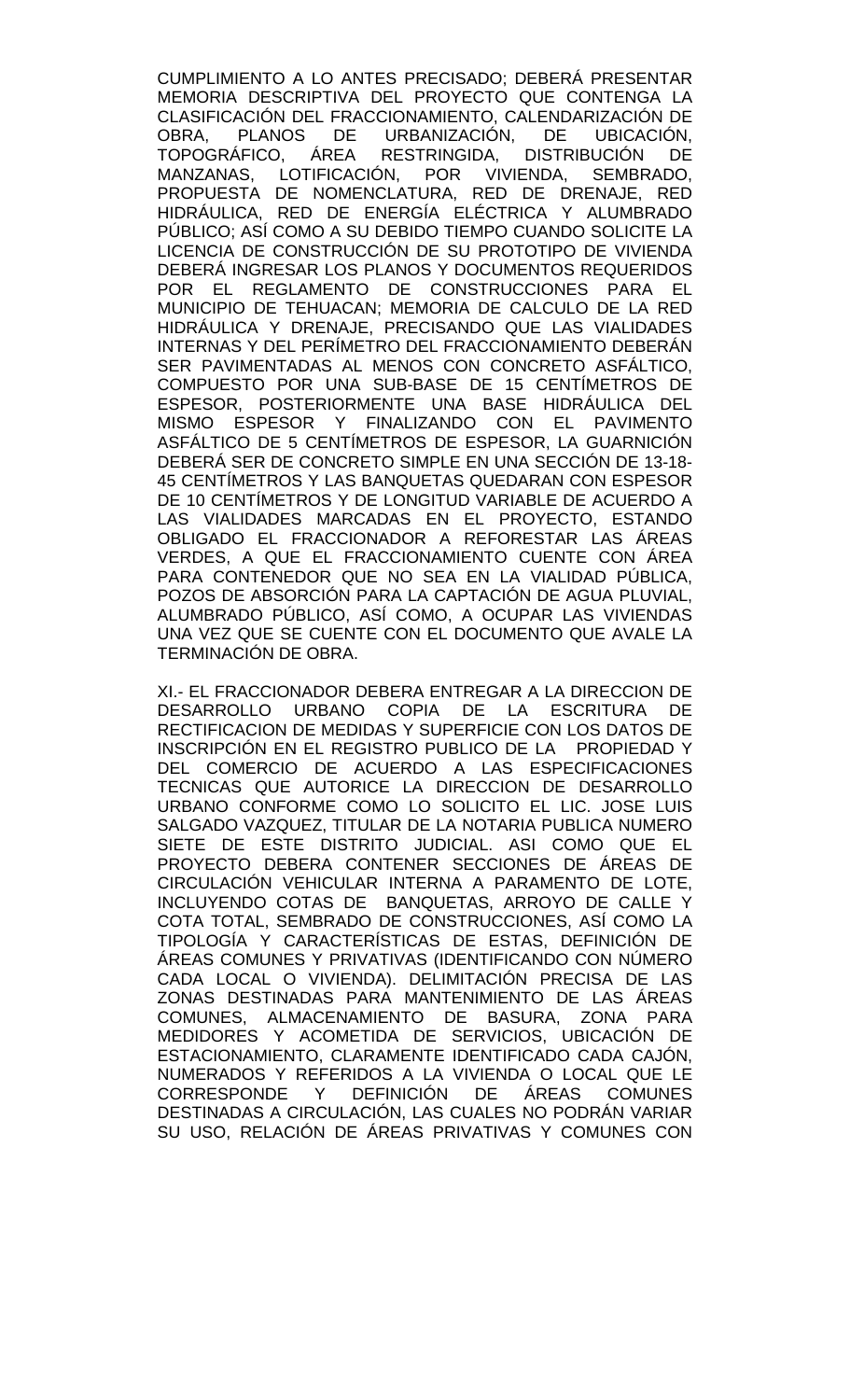CUMPLIMIENTO A LO ANTES PRECISADO; DEBERÁ PRESENTAR MEMORIA DESCRIPTIVA DEL PROYECTO QUE CONTENGA LA CLASIFICACIÓN DEL FRACCIONAMIENTO, CALENDARIZACIÓN DE OBRA, PLANOS DE URBANIZACIÓN, DE UBICACIÓN, TOPOGRÁFICO, ÁREA RESTRINGIDA, DISTRIBUCIÓN DE MANZANAS, LOTIFICACIÓN, POR VIVIENDA, SEMBRADO, PROPUESTA DE NOMENCLATURA, RED DE DRENAJE, RED HIDRÁULICA, RED DE ENERGÍA ELÉCTRICA Y ALUMBRADO PÚBLICO; ASÍ COMO A SU DEBIDO TIEMPO CUANDO SOLICITE LA LICENCIA DE CONSTRUCCIÓN DE SU PROTOTIPO DE VIVIENDA DEBERÁ INGRESAR LOS PLANOS Y DOCUMENTOS REQUERIDOS POR EL REGLAMENTO DE CONSTRUCCIONES PARA EL MUNICIPIO DE TEHUACAN; MEMORIA DE CALCULO DE LA RED HIDRÁULICA Y DRENAJE, PRECISANDO QUE LAS VIALIDADES INTERNAS Y DEL PERÍMETRO DEL FRACCIONAMIENTO DEBERÁN SER PAVIMENTADAS AL MENOS CON CONCRETO ASFÁLTICO, COMPUESTO POR UNA SUB-BASE DE 15 CENTÍMETROS DE ESPESOR, POSTERIORMENTE UNA BASE HIDRÁULICA DEL MISMO ESPESOR Y FINALIZANDO CON EL PAVIMENTO ASFÁLTICO DE 5 CENTÍMETROS DE ESPESOR, LA GUARNICIÓN DEBERÁ SER DE CONCRETO SIMPLE EN UNA SECCIÓN DE 13-18-45 CENTÍMETROS Y LAS BANQUETAS QUEDARAN CON ESPESOR DE 10 CENTÍMETROS Y DE LONGITUD VARIABLE DE ACUERDO A LAS VIALIDADES MARCADAS EN EL PROYECTO, ESTANDO OBLIGADO EL FRACCIONADOR A REFORESTAR LAS ÁREAS VERDES, A QUE EL FRACCIONAMIENTO CUENTE CON ÁREA PARA CONTENEDOR QUE NO SEA EN LA VIALIDAD PÚBLICA, POZOS DE ABSORCIÓN PARA LA CAPTACIÓN DE AGUA PLUVIAL, ALUMBRADO PÚBLICO, ASÍ COMO, A OCUPAR LAS VIVIENDAS UNA VEZ QUE SE CUENTE CON EL DOCUMENTO QUE AVALE LA TERMINACIÓN DE OBRA.

XI.- EL FRACCIONADOR DEBERA ENTREGAR A LA DIRECCION DE DESARROLLO URBANO COPIA DE LA ESCRITURA DE RECTIFICACION DE MEDIDAS Y SUPERFICIE CON LOS DATOS DE INSCRIPCIÓN EN EL REGISTRO PUBLICO DE LA PROPIEDAD Y DEL COMERCIO DE ACUERDO A LAS ESPECIFICACIONES TECNICAS QUE AUTORICE LA DIRECCION DE DESARROLLO URBANO CONFORME COMO LO SOLICITO EL LIC. JOSE LUIS SALGADO VAZQUEZ, TITULAR DE LA NOTARIA PUBLICA NUMERO SIETE DE ESTE DISTRITO JUDICIAL. ASI COMO QUE EL PROYECTO DEBERA CONTENER SECCIONES DE ÁREAS DE CIRCULACIÓN VEHICULAR INTERNA A PARAMENTO DE LOTE, INCLUYENDO COTAS DE BANQUETAS, ARROYO DE CALLE Y COTA TOTAL, SEMBRADO DE CONSTRUCCIONES, ASÍ COMO LA TIPOLOGÍA Y CARACTERÍSTICAS DE ESTAS, DEFINICIÓN DE ÁREAS COMUNES Y PRIVATIVAS (IDENTIFICANDO CON NÚMERO CADA LOCAL O VIVIENDA). DELIMITACIÓN PRECISA DE LAS ZONAS DESTINADAS PARA MANTENIMIENTO DE LAS ÁREAS COMUNES, ALMACENAMIENTO DE BASURA, ZONA PARA MEDIDORES Y ACOMETIDA DE SERVICIOS, UBICACIÓN DE ESTACIONAMIENTO, CLARAMENTE IDENTIFICADO CADA CAJÓN, NUMERADOS Y REFERIDOS A LA VIVIENDA O LOCAL QUE LE CORRESPONDE Y DEFINICIÓN DE ÁREAS COMUNES DESTINADAS A CIRCULACIÓN, LAS CUALES NO PODRÁN VARIAR SU USO, RELACIÓN DE ÁREAS PRIVATIVAS Y COMUNES CON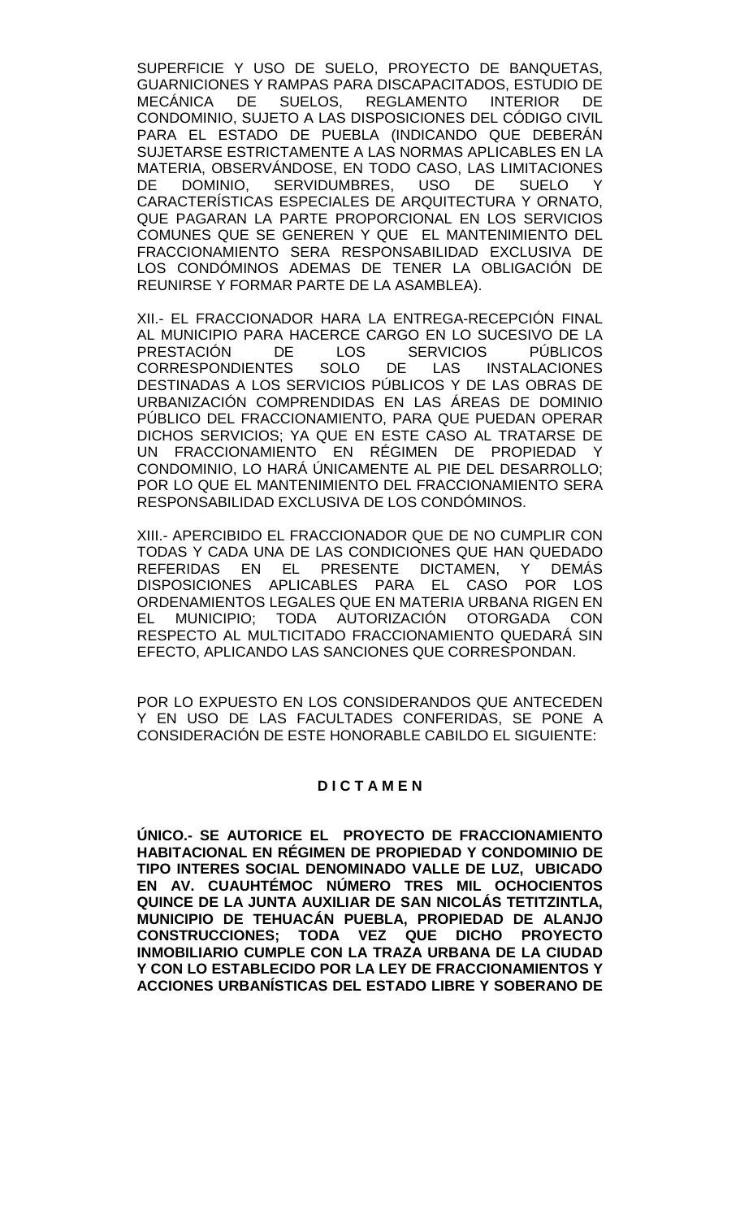SUPERFICIE Y USO DE SUELO, PROYECTO DE BANQUETAS, GUARNICIONES Y RAMPAS PARA DISCAPACITADOS, ESTUDIO DE MECÁNICA DE SUELOS, REGLAMENTO INTERIOR DE CONDOMINIO, SUJETO A LAS DISPOSICIONES DEL CÓDIGO CIVIL PARA EL ESTADO DE PUEBLA (INDICANDO QUE DEBERÁN SUJETARSE ESTRICTAMENTE A LAS NORMAS APLICABLES EN LA MATERIA, OBSERVÁNDOSE, EN TODO CASO, LAS LIMITACIONES DE DOMINIO, SERVIDUMBRES, USO DE SUELO Y CARACTERÍSTICAS ESPECIALES DE ARQUITECTURA Y ORNATO, QUE PAGARAN LA PARTE PROPORCIONAL EN LOS SERVICIOS COMUNES QUE SE GENEREN Y QUE EL MANTENIMIENTO DEL FRACCIONAMIENTO SERA RESPONSABILIDAD EXCLUSIVA DE LOS CONDÓMINOS ADEMAS DE TENER LA OBLIGACIÓN DE REUNIRSE Y FORMAR PARTE DE LA ASAMBLEA).

XII.- EL FRACCIONADOR HARA LA ENTREGA-RECEPCIÓN FINAL AL MUNICIPIO PARA HACERCE CARGO EN LO SUCESIVO DE LA PRESTACIÓN DE LOS SERVICIOS PÚBLICOS CORRESPONDIENTES SOLO DE LAS INSTALACIONES DESTINADAS A LOS SERVICIOS PÚBLICOS Y DE LAS OBRAS DE URBANIZACIÓN COMPRENDIDAS EN LAS ÁREAS DE DOMINIO PÚBLICO DEL FRACCIONAMIENTO, PARA QUE PUEDAN OPERAR DICHOS SERVICIOS; YA QUE EN ESTE CASO AL TRATARSE DE UN FRACCIONAMIENTO EN RÉGIMEN DE PROPIEDAD Y CONDOMINIO, LO HARÁ ÚNICAMENTE AL PIE DEL DESARROLLO; POR LO QUE EL MANTENIMIENTO DEL FRACCIONAMIENTO SERA RESPONSABILIDAD EXCLUSIVA DE LOS CONDÓMINOS.

XIII.- APERCIBIDO EL FRACCIONADOR QUE DE NO CUMPLIR CON TODAS Y CADA UNA DE LAS CONDICIONES QUE HAN QUEDADO REFERIDAS EN EL PRESENTE DICTAMEN, Y DEMÁS DISPOSICIONES APLICABLES PARA EL CASO POR LOS ORDENAMIENTOS LEGALES QUE EN MATERIA URBANA RIGEN EN EL MUNICIPIO; TODA AUTORIZACIÓN OTORGADA CON RESPECTO AL MULTICITADO FRACCIONAMIENTO QUEDARÁ SIN EFECTO, APLICANDO LAS SANCIONES QUE CORRESPONDAN.

POR LO EXPUESTO EN LOS CONSIDERANDOS QUE ANTECEDEN Y EN USO DE LAS FACULTADES CONFERIDAS, SE PONE A CONSIDERACIÓN DE ESTE HONORABLE CABILDO EL SIGUIENTE:

## D I C T A M E N

**ÚNICO.- SE AUTORICE EL PROYECTO DE FRACCIONAMIENTO HABITACIONAL EN RÉGIMEN DE PROPIEDAD Y CONDOMINIO DE TIPO INTERES SOCIAL DENOMINADO VALLE DE LUZ, UBICADO EN AV. CUAUHTÉMOC NÚMERO TRES MIL OCHOCIENTOS QUINCE DE LA JUNTA AUXILIAR DE SAN NICOLÁS TETITZINTLA, MUNICIPIO DE TEHUACÁN PUEBLA, PROPIEDAD DE ALANJO CONSTRUCCIONES; TODA VEZ QUE DICHO PROYECTO INMOBILIARIO CUMPLE CON LA TRAZA URBANA DE LA CIUDAD Y CON LO ESTABLECIDO POR LA LEY DE FRACCIONAMIENTOS Y ACCIONES URBANÍSTICAS DEL ESTADO LIBRE Y SOBERANO DE**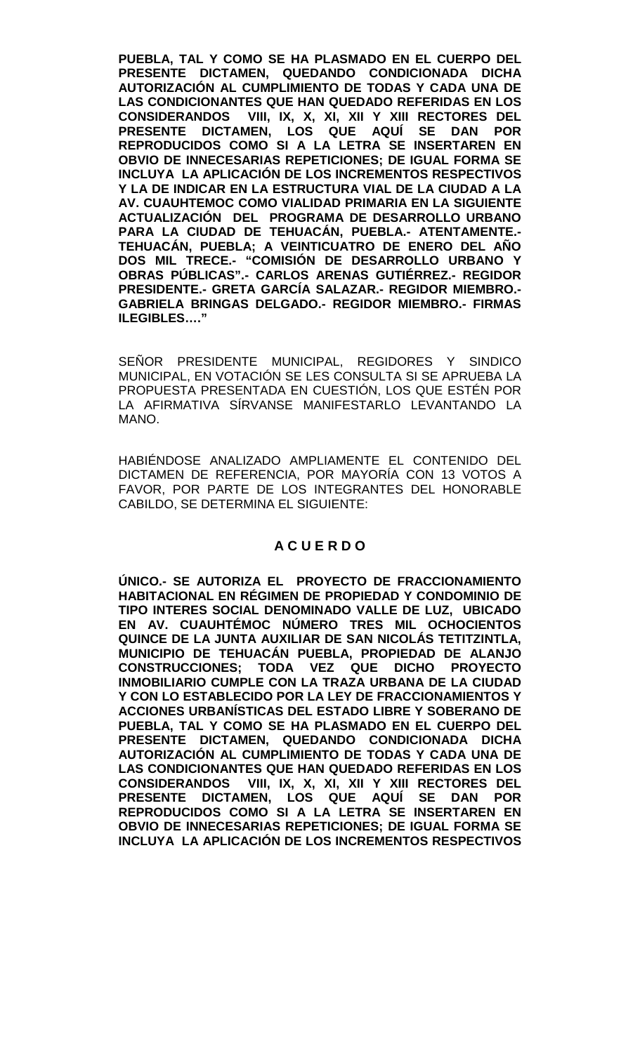**PUEBLA, TAL Y COMO SE HA PLASMADO EN EL CUERPO DEL PRESENTE DICTAMEN, QUEDANDO CONDICIONADA DICHA AUTORIZACIÓN AL CUMPLIMIENTO DE TODAS Y CADA UNA DE LAS CONDICIONANTES QUE HAN QUEDADO REFERIDAS EN LOS CONSIDERANDOS VIII, IX, X, XI, XII Y XIII RECTORES DEL PRESENTE DICTAMEN, LOS QUE AQUÍ SE DAN POR REPRODUCIDOS COMO SI A LA LETRA SE INSERTAREN EN OBVIO DE INNECESARIAS REPETICIONES; DE IGUAL FORMA SE INCLUYA LA APLICACIÓN DE LOS INCREMENTOS RESPECTIVOS Y LA DE INDICAR EN LA ESTRUCTURA VIAL DE LA CIUDAD A LA AV. CUAUHTEMOC COMO VIALIDAD PRIMARIA EN LA SIGUIENTE ACTUALIZACIÓN DEL PROGRAMA DE DESARROLLO URBANO PARA LA CIUDAD DE TEHUACÁN, PUEBLA.- ATENTAMENTE.- TEHUACÁN, PUEBLA; A VEINTICUATRO DE ENERO DEL AÑO DOS MIL TRECE.- "COMISIÓN DE DESARROLLO URBANO Y OBRAS PÚBLICAS".- CARLOS ARENAS GUTIÉRREZ.- REGIDOR PRESIDENTE.- GRETA GARCÍA SALAZAR.- REGIDOR MIEMBRO.- GABRIELA BRINGAS DELGADO.- REGIDOR MIEMBRO.- FIRMAS ILEGIBLES…."**

SEÑOR PRESIDENTE MUNICIPAL, REGIDORES Y SINDICO MUNICIPAL, EN VOTACIÓN SE LES CONSULTA SI SE APRUEBA LA PROPUESTA PRESENTADA EN CUESTIÓN, LOS QUE ESTÉN POR LA AFIRMATIVA SÍRVANSE MANIFESTARLO LEVANTANDO LA MANO.

HABIÉNDOSE ANALIZADO AMPLIAMENTE EL CONTENIDO DEL DICTAMEN DE REFERENCIA, POR MAYORÍA CON 13 VOTOS A FAVOR, POR PARTE DE LOS INTEGRANTES DEL HONORABLE CABILDO, SE DETERMINA EL SIGUIENTE:

## A C U E R D O

**ÚNICO.- SE AUTORIZA EL PROYECTO DE FRACCIONAMIENTO HABITACIONAL EN RÉGIMEN DE PROPIEDAD Y CONDOMINIO DE TIPO INTERES SOCIAL DENOMINADO VALLE DE LUZ, UBICADO EN AV. CUAUHTÉMOC NÚMERO TRES MIL OCHOCIENTOS QUINCE DE LA JUNTA AUXILIAR DE SAN NICOLÁS TETITZINTLA, MUNICIPIO DE TEHUACÁN PUEBLA, PROPIEDAD DE ALANJO CONSTRUCCIONES; TODA VEZ QUE DICHO PROYECTO INMOBILIARIO CUMPLE CON LA TRAZA URBANA DE LA CIUDAD Y CON LO ESTABLECIDO POR LA LEY DE FRACCIONAMIENTOS Y ACCIONES URBANÍSTICAS DEL ESTADO LIBRE Y SOBERANO DE PUEBLA, TAL Y COMO SE HA PLASMADO EN EL CUERPO DEL PRESENTE DICTAMEN, QUEDANDO CONDICIONADA DICHA AUTORIZACIÓN AL CUMPLIMIENTO DE TODAS Y CADA UNA DE LAS CONDICIONANTES QUE HAN QUEDADO REFERIDAS EN LOS CONSIDERANDOS VIII, IX, X, XI, XII Y XIII RECTORES DEL PRESENTE DICTAMEN, LOS QUE AQUÍ SE DAN POR REPRODUCIDOS COMO SI A LA LETRA SE INSERTAREN EN OBVIO DE INNECESARIAS REPETICIONES; DE IGUAL FORMA SE INCLUYA LA APLICACIÓN DE LOS INCREMENTOS RESPECTIVOS**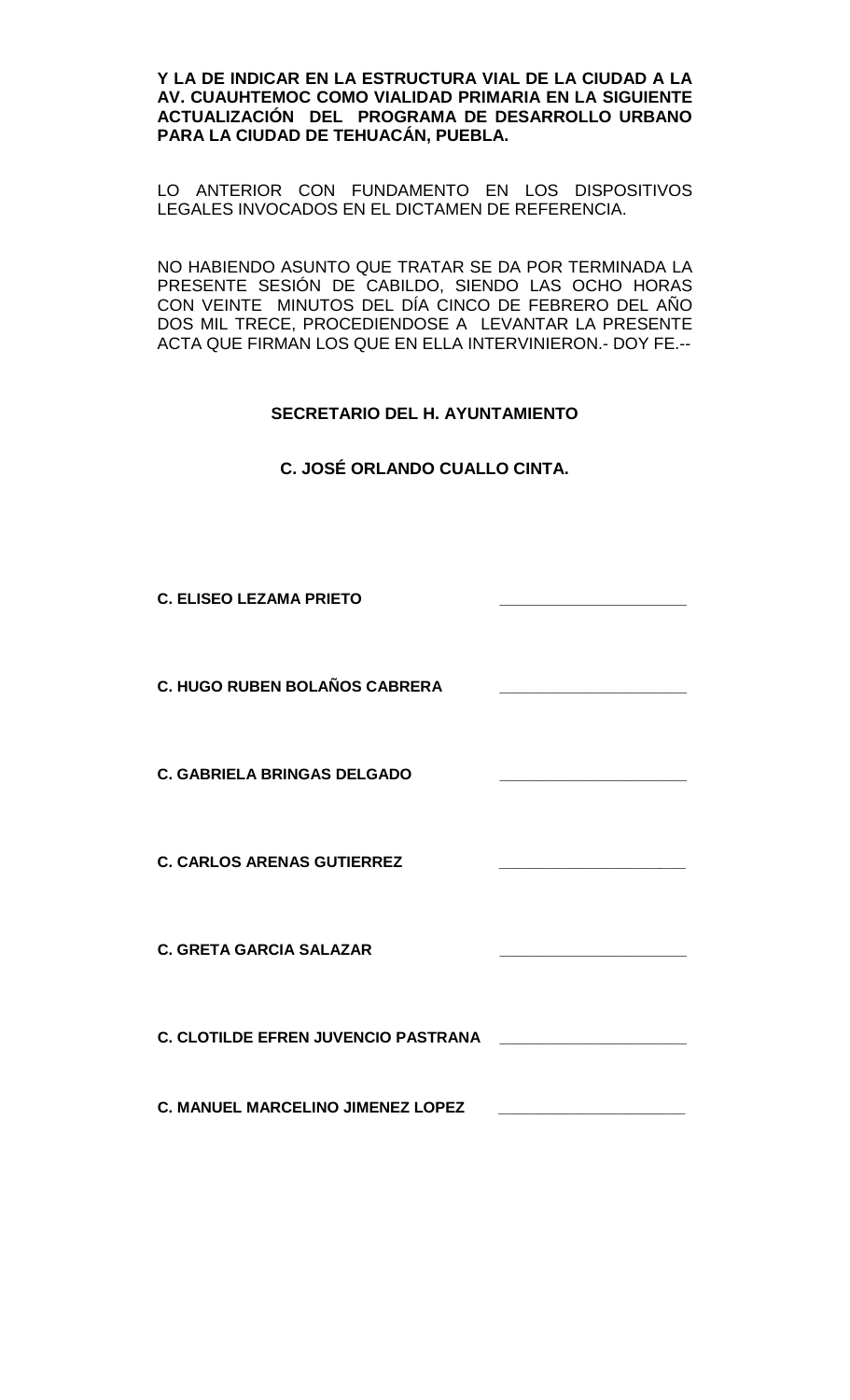**Y LA DE INDICAR EN LA ESTRUCTURA VIAL DE LA CIUDAD A LA AV. CUAUHTEMOC COMO VIALIDAD PRIMARIA EN LA SIGUIENTE ACTUALIZACIÓN DEL PROGRAMA DE DESARROLLO URBANO PARA LA CIUDAD DE TEHUACÁN, PUEBLA.**

LO ANTERIOR CON FUNDAMENTO EN LOS DISPOSITIVOS LEGALES INVOCADOS EN EL DICTAMEN DE REFERENCIA.

NO HABIENDO ASUNTO QUE TRATAR SE DA POR TERMINADA LA PRESENTE SESIÓN DE CABILDO, SIENDO LAS OCHO HORAS CON VEINTE MINUTOS DEL DÍA CINCO DE FEBRERO DEL AÑO DOS MIL TRECE, PROCEDIENDOSE A LEVANTAR LA PRESENTE ACTA QUE FIRMAN LOS QUE EN ELLA INTERVINIERON.- DOY FE.--

**SECRETARIO DEL H. AYUNTAMIENTO**

**C. JOSÉ ORLANDO CUALLO CINTA.**

**C. ELISEO LEZAMA PRIETO** ____________________

**C. HUGO RUBEN BOLAÑOS CABRERA** ____________________

**C. GABRIELA BRINGAS DELGADO** ____________________

**C. CARLOS ARENAS GUTIERREZ** ____________________

**C. GRETA GARCIA SALAZAR** ____________________

**C. CLOTILDE EFREN JUVENCIO PASTRANA** ____________________

**C. MANUEL MARCELINO JIMENEZ LOPEZ** ____________________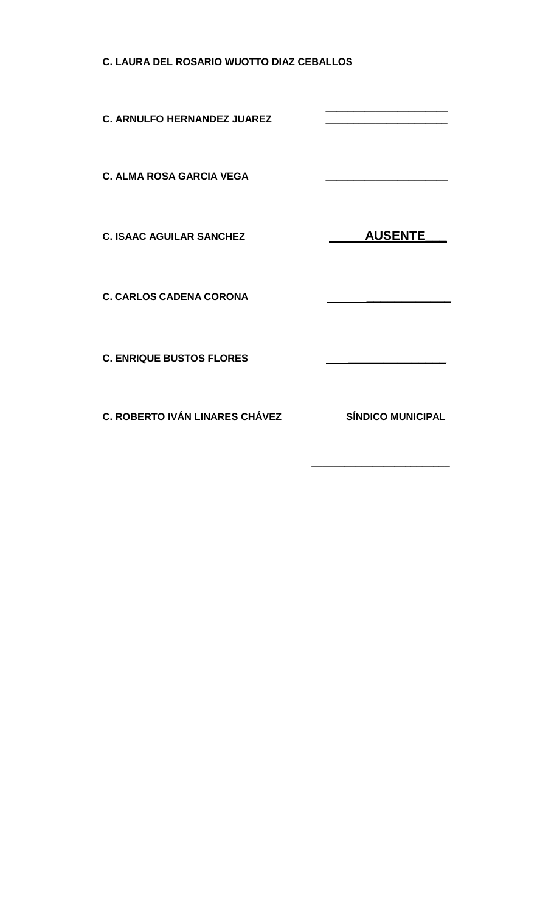**C. LAURA DEL ROSARIO WUOTTO DIAZ CEBALLOS**

**C. ARNULFO HERNANDEZ JUAREZ** ______________________

**C. ALMA ROSA GARCIA VEGA** ______________________

**C. ISAAC AGUILAR SANCHEZ** **AUSENTE**

**C. CARLOS CADENA CORONA** ______________________

**C. ENRIQUE BUSTOS FLORES** ______________________

**C. ROBERTO IVÁN LINARES CHÁVEZ** **SÍNDICO MUNICIPAL**

______________________